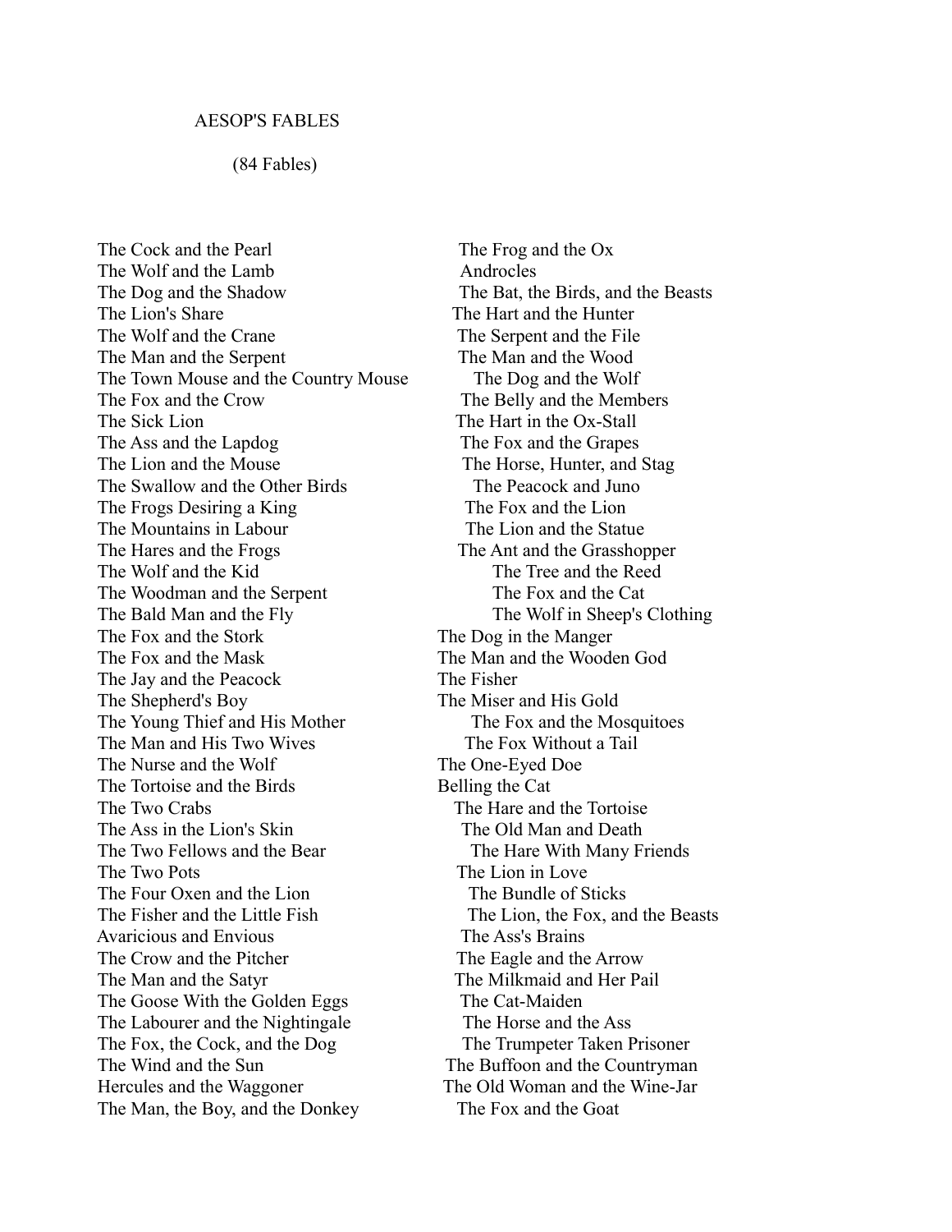# AESOP'S FABLES

(84 Fables)

The Cock and the Pearl
The Wolf and the Lamb
The Dog and the Shadow
The Lion's Share
The Wolf and the Crane
The Man and the Serpent
The Town Mouse and the Country Mouse
The Fox and the Crow
The Sick Lion
The Ass and the Lapdog
The Lion and the Mouse
The Swallow and the Other Birds
The Frogs Desiring a King
The Mountains in Labour
The Hares and the Frogs
The Wolf and the Kid
The Woodman and the Serpent
The Bald Man and the Fly
The Fox and the Stork
The Fox and the Mask
The Jay and the Peacock
The Shepherd's Boy
The Young Thief and His Mother
The Man and His Two Wives
The Nurse and the Wolf
The Tortoise and the Birds
The Two Crabs
The Ass in the Lion's Skin
The Two Fellows and the Bear
The Two Pots
The Four Oxen and the Lion
The Fisher and the Little Fish
Avaricious and Envious
The Crow and the Pitcher
The Man and the Satyr
The Goose With the Golden Eggs
The Labourer and the Nightingale
The Fox, the Cock, and the Dog
The Wind and the Sun
Hercules and the Waggoner
The Man, the Boy, and the Donkey
The Frog and the Ox
Androcles
The Bat, the Birds, and the Beasts
The Hart and the Hunter
The Serpent and the File
The Man and the Wood
The Dog and the Wolf
The Belly and the Members
The Hart in the Ox-Stall
The Fox and the Grapes
The Horse, Hunter, and Stag
The Peacock and Juno
The Fox and the Lion
The Lion and the Statue
The Ant and the Grasshopper
The Tree and the Reed
The Fox and the Cat
The Wolf in Sheep's Clothing
The Dog in the Manger
The Man and the Wooden God
The Fisher
The Miser and His Gold
The Fox and the Mosquitoes
The Fox Without a Tail
The One-Eyed Doe
Belling the Cat
The Hare and the Tortoise
The Old Man and Death
The Hare With Many Friends
The Lion in Love
The Bundle of Sticks
The Lion, the Fox, and the Beasts
The Ass's Brains
The Eagle and the Arrow
The Milkmaid and Her Pail
The Cat-Maiden
The Horse and the Ass
The Trumpeter Taken Prisoner
The Buffoon and the Countryman
The Old Woman and the Wine-Jar
The Fox and the Goat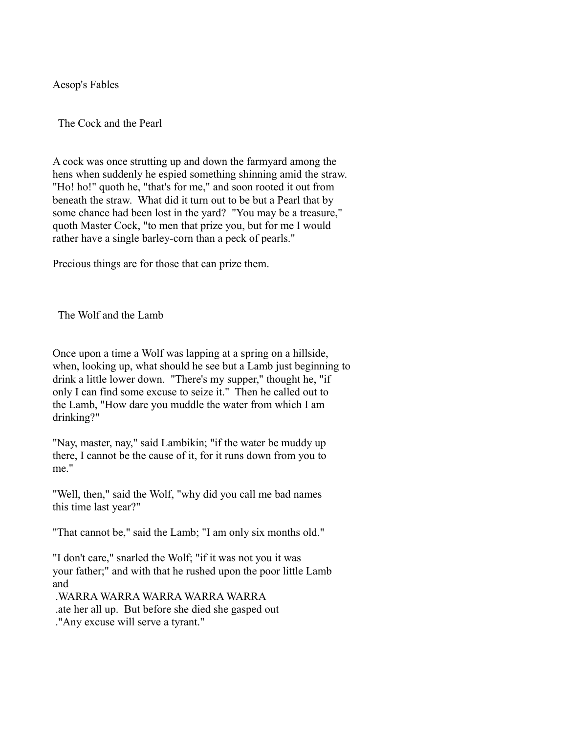Aesop's Fables

## The Cock and the Pearl

A cock was once strutting up and down the farmyard among the hens when suddenly he espied something shinning amid the straw. "Ho! ho!" quoth he, "that's for me," and soon rooted it out from beneath the straw. What did it turn out to be but a Pearl that by some chance had been lost in the yard? "You may be a treasure," quoth Master Cock, "to men that prize you, but for me I would rather have a single barley-corn than a peck of pearls."

Precious things are for those that can prize them.

## The Wolf and the Lamb

Once upon a time a Wolf was lapping at a spring on a hillside, when, looking up, what should he see but a Lamb just beginning to drink a little lower down. "There's my supper," thought he, "if only I can find some excuse to seize it." Then he called out to the Lamb, "How dare you muddle the water from which I am drinking?"

"Nay, master, nay," said Lambikin; "if the water be muddy up there, I cannot be the cause of it, for it runs down from you to me."

"Well, then," said the Wolf, "why did you call me bad names this time last year?"

"That cannot be," said the Lamb; "I am only six months old."

"I don't care," snarled the Wolf; "if it was not you it was your father;" and with that he rushed upon the poor little Lamb and

.WARRA WARRA WARRA WARRA WARRA

.ate her all up. But before she died she gasped out

."Any excuse will serve a tyrant."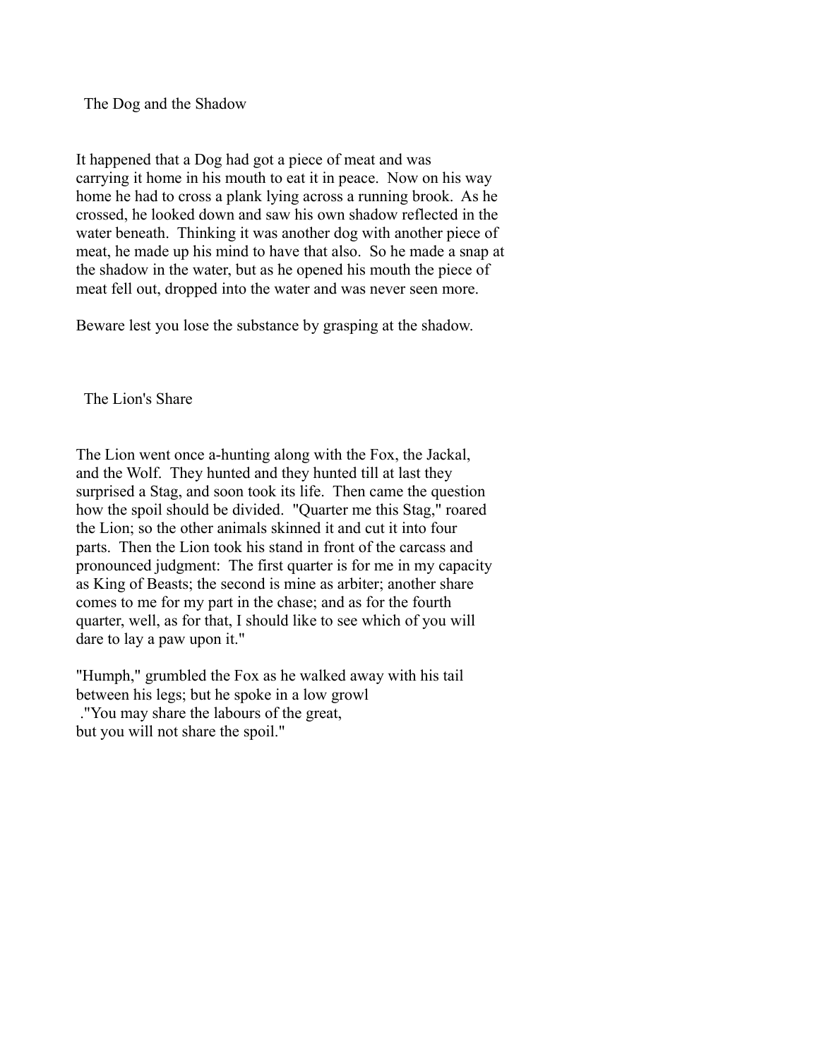## The Dog and the Shadow

It happened that a Dog had got a piece of meat and was carrying it home in his mouth to eat it in peace. Now on his way home he had to cross a plank lying across a running brook. As he crossed, he looked down and saw his own shadow reflected in the water beneath. Thinking it was another dog with another piece of meat, he made up his mind to have that also. So he made a snap at the shadow in the water, but as he opened his mouth the piece of meat fell out, dropped into the water and was never seen more.

Beware lest you lose the substance by grasping at the shadow.

## The Lion's Share

The Lion went once a-hunting along with the Fox, the Jackal, and the Wolf. They hunted and they hunted till at last they surprised a Stag, and soon took its life. Then came the question how the spoil should be divided. "Quarter me this Stag," roared the Lion; so the other animals skinned it and cut it into four parts. Then the Lion took his stand in front of the carcass and pronounced judgment: The first quarter is for me in my capacity as King of Beasts; the second is mine as arbiter; another share comes to me for my part in the chase; and as for the fourth quarter, well, as for that, I should like to see which of you will dare to lay a paw upon it."

"Humph," grumbled the Fox as he walked away with his tail between his legs; but he spoke in a low growl
."You may share the labours of the great,
but you will not share the spoil."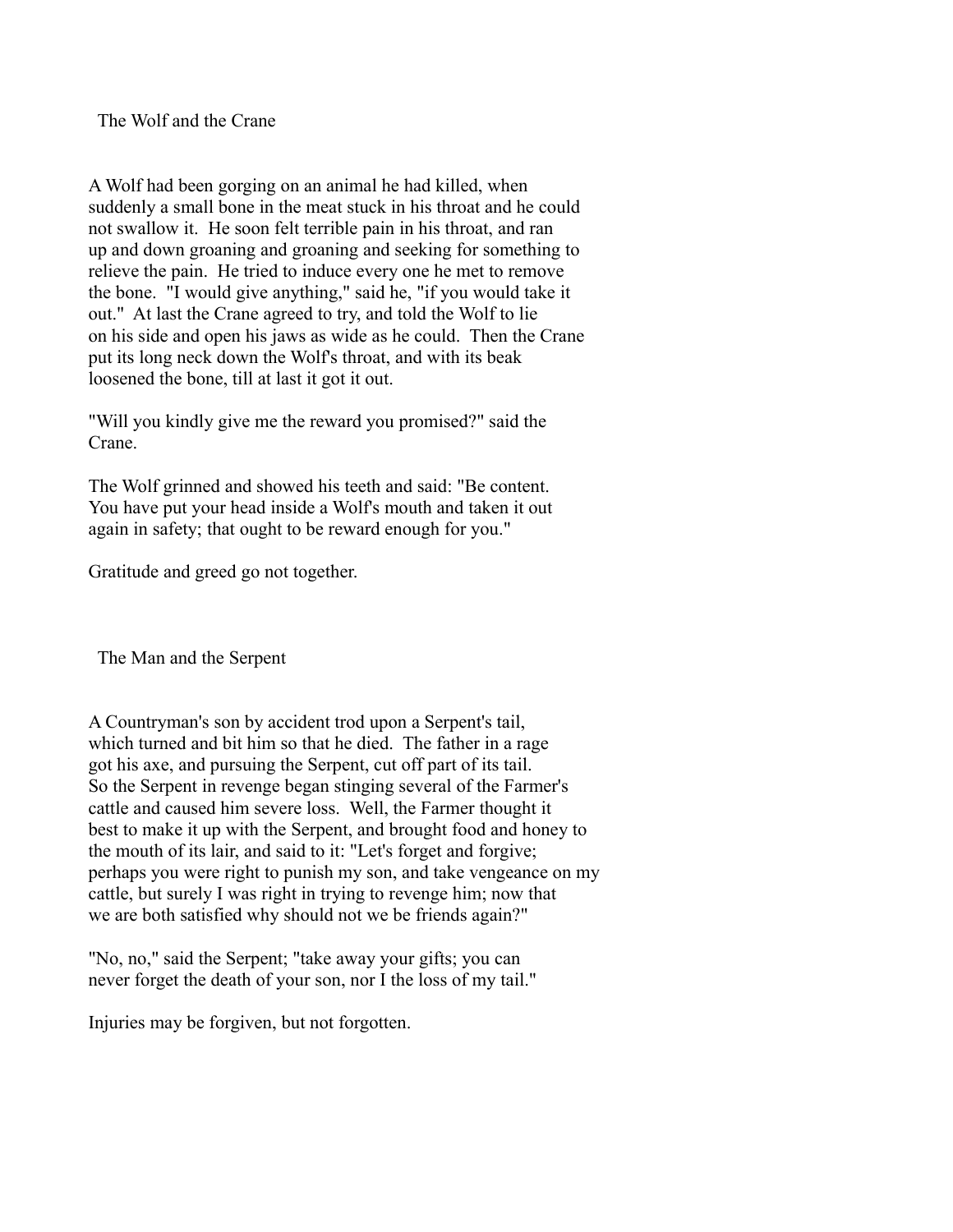## The Wolf and the Crane

A Wolf had been gorging on an animal he had killed, when suddenly a small bone in the meat stuck in his throat and he could not swallow it. He soon felt terrible pain in his throat, and ran up and down groaning and groaning and seeking for something to relieve the pain. He tried to induce every one he met to remove the bone. "I would give anything," said he, "if you would take it out." At last the Crane agreed to try, and told the Wolf to lie on his side and open his jaws as wide as he could. Then the Crane put its long neck down the Wolf's throat, and with its beak loosened the bone, till at last it got it out.

"Will you kindly give me the reward you promised?" said the Crane.

The Wolf grinned and showed his teeth and said: "Be content. You have put your head inside a Wolf's mouth and taken it out again in safety; that ought to be reward enough for you."

Gratitude and greed go not together.

## The Man and the Serpent

A Countryman's son by accident trod upon a Serpent's tail, which turned and bit him so that he died. The father in a rage got his axe, and pursuing the Serpent, cut off part of its tail. So the Serpent in revenge began stinging several of the Farmer's cattle and caused him severe loss. Well, the Farmer thought it best to make it up with the Serpent, and brought food and honey to the mouth of its lair, and said to it: "Let's forget and forgive; perhaps you were right to punish my son, and take vengeance on my cattle, but surely I was right in trying to revenge him; now that we are both satisfied why should not we be friends again?"

"No, no," said the Serpent; "take away your gifts; you can never forget the death of your son, nor I the loss of my tail."

Injuries may be forgiven, but not forgotten.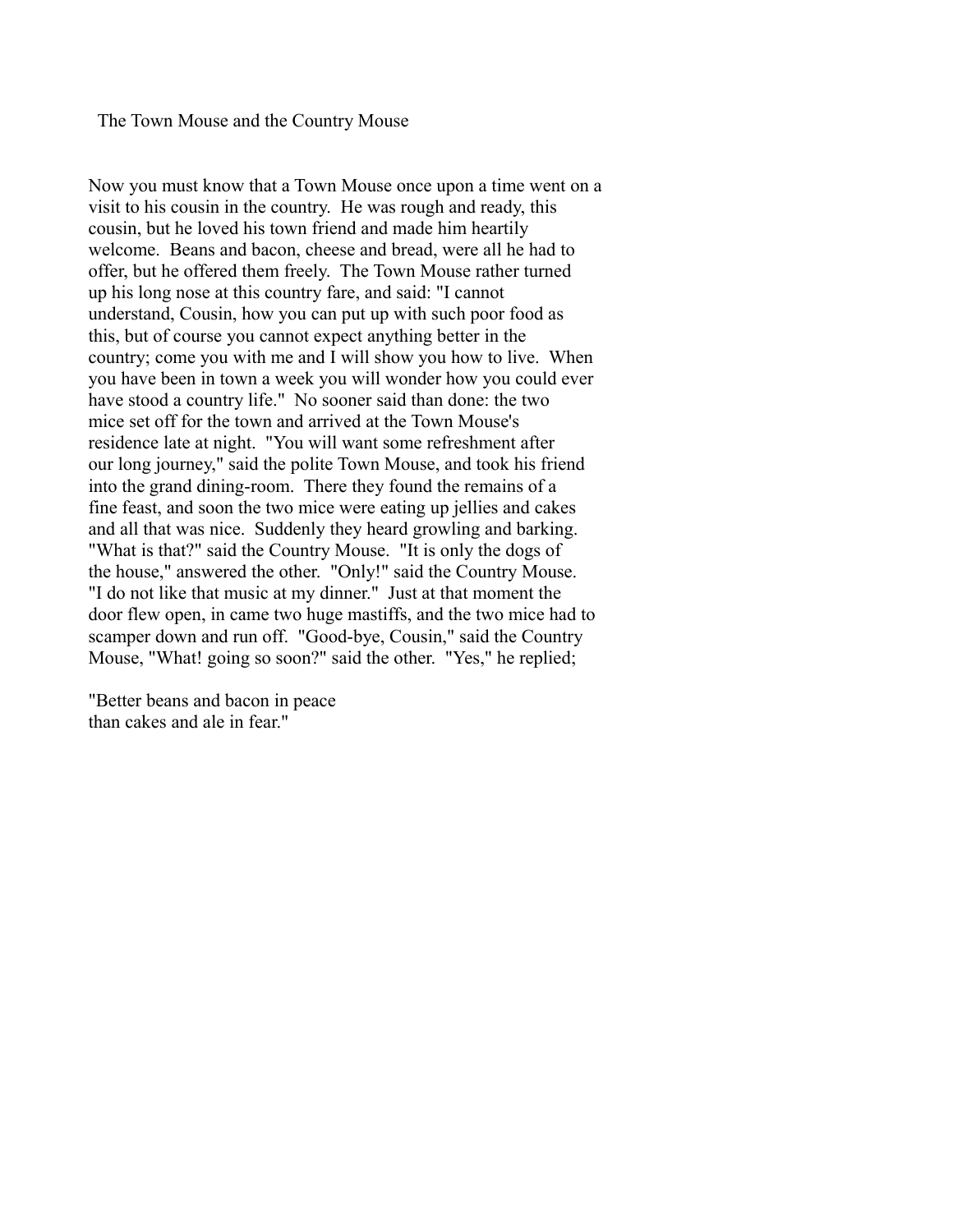## The Town Mouse and the Country Mouse

Now you must know that a Town Mouse once upon a time went on a visit to his cousin in the country. He was rough and ready, this cousin, but he loved his town friend and made him heartily welcome. Beans and bacon, cheese and bread, were all he had to offer, but he offered them freely. The Town Mouse rather turned up his long nose at this country fare, and said: "I cannot understand, Cousin, how you can put up with such poor food as this, but of course you cannot expect anything better in the country; come you with me and I will show you how to live. When you have been in town a week you will wonder how you could ever have stood a country life." No sooner said than done: the two mice set off for the town and arrived at the Town Mouse's residence late at night. "You will want some refreshment after our long journey," said the polite Town Mouse, and took his friend into the grand dining-room. There they found the remains of a fine feast, and soon the two mice were eating up jellies and cakes and all that was nice. Suddenly they heard growling and barking. "What is that?" said the Country Mouse. "It is only the dogs of the house," answered the other. "Only!" said the Country Mouse. "I do not like that music at my dinner." Just at that moment the door flew open, in came two huge mastiffs, and the two mice had to scamper down and run off. "Good-bye, Cousin," said the Country Mouse, "What! going so soon?" said the other. "Yes," he replied;

"Better beans and bacon in peace
than cakes and ale in fear."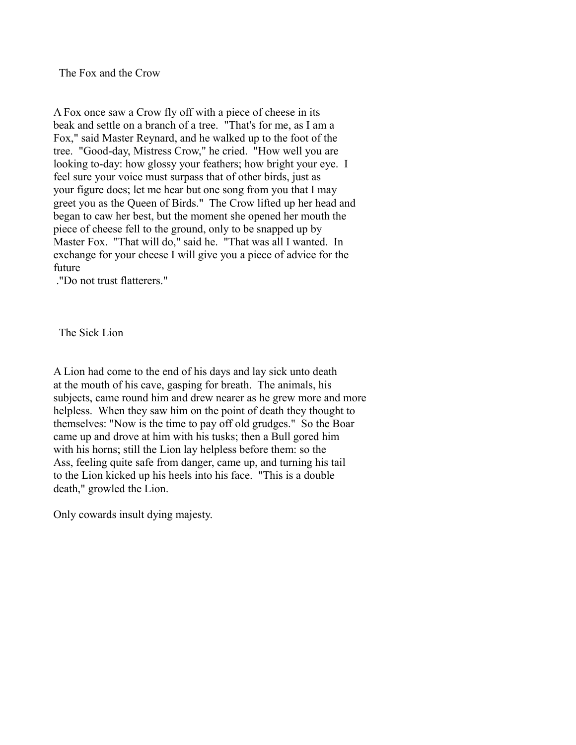## The Fox and the Crow

A Fox once saw a Crow fly off with a piece of cheese in its beak and settle on a branch of a tree. "That's for me, as I am a Fox," said Master Reynard, and he walked up to the foot of the tree. "Good-day, Mistress Crow," he cried. "How well you are looking to-day: how glossy your feathers; how bright your eye. I feel sure your voice must surpass that of other birds, just as your figure does; let me hear but one song from you that I may greet you as the Queen of Birds." The Crow lifted up her head and began to caw her best, but the moment she opened her mouth the piece of cheese fell to the ground, only to be snapped up by Master Fox. "That will do," said he. "That was all I wanted. In exchange for your cheese I will give you a piece of advice for the future
."Do not trust flatterers."

## The Sick Lion

A Lion had come to the end of his days and lay sick unto death at the mouth of his cave, gasping for breath. The animals, his subjects, came round him and drew nearer as he grew more and more helpless. When they saw him on the point of death they thought to themselves: "Now is the time to pay off old grudges." So the Boar came up and drove at him with his tusks; then a Bull gored him with his horns; still the Lion lay helpless before them: so the Ass, feeling quite safe from danger, came up, and turning his tail to the Lion kicked up his heels into his face. "This is a double death," growled the Lion.

Only cowards insult dying majesty.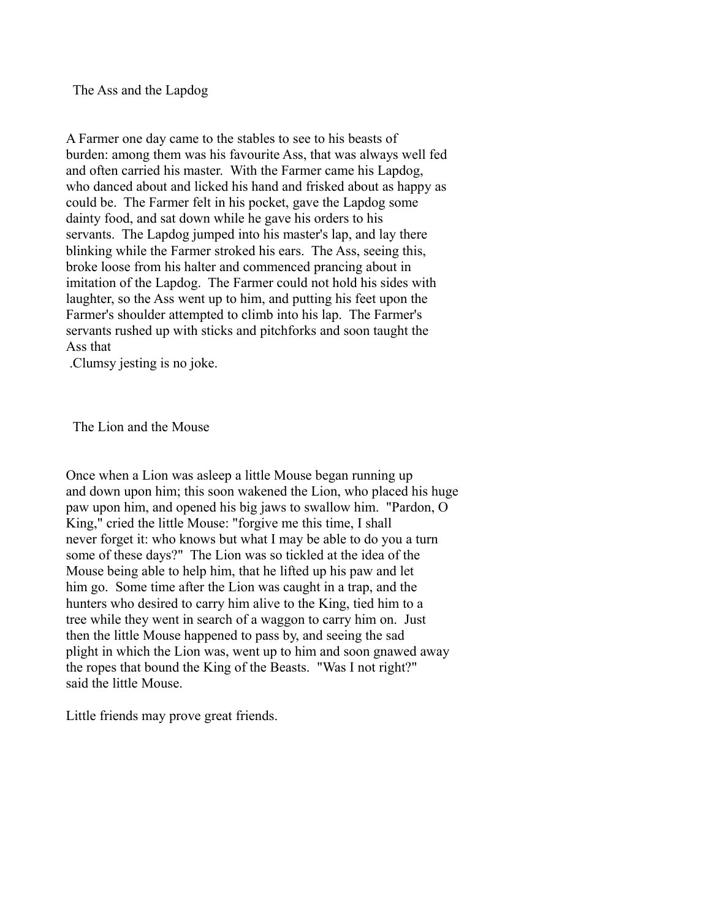## The Ass and the Lapdog

A Farmer one day came to the stables to see to his beasts of burden: among them was his favourite Ass, that was always well fed and often carried his master. With the Farmer came his Lapdog, who danced about and licked his hand and frisked about as happy as could be. The Farmer felt in his pocket, gave the Lapdog some dainty food, and sat down while he gave his orders to his servants. The Lapdog jumped into his master's lap, and lay there blinking while the Farmer stroked his ears. The Ass, seeing this, broke loose from his halter and commenced prancing about in imitation of the Lapdog. The Farmer could not hold his sides with laughter, so the Ass went up to him, and putting his feet upon the Farmer's shoulder attempted to climb into his lap. The Farmer's servants rushed up with sticks and pitchforks and soon taught the Ass that

.Clumsy jesting is no joke.

## The Lion and the Mouse

Once when a Lion was asleep a little Mouse began running up and down upon him; this soon wakened the Lion, who placed his huge paw upon him, and opened his big jaws to swallow him. "Pardon, O King," cried the little Mouse: "forgive me this time, I shall never forget it: who knows but what I may be able to do you a turn some of these days?" The Lion was so tickled at the idea of the Mouse being able to help him, that he lifted up his paw and let him go. Some time after the Lion was caught in a trap, and the hunters who desired to carry him alive to the King, tied him to a tree while they went in search of a waggon to carry him on. Just then the little Mouse happened to pass by, and seeing the sad plight in which the Lion was, went up to him and soon gnawed away the ropes that bound the King of the Beasts. "Was I not right?" said the little Mouse.

Little friends may prove great friends.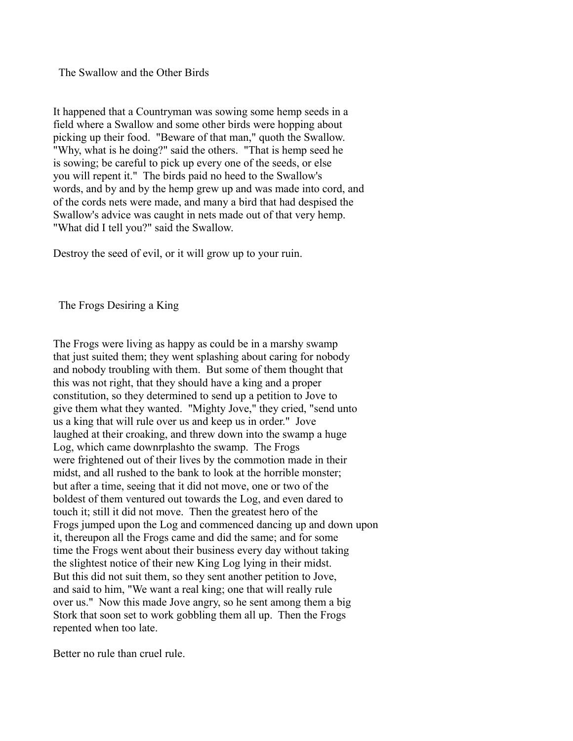## The Swallow and the Other Birds

It happened that a Countryman was sowing some hemp seeds in a field where a Swallow and some other birds were hopping about picking up their food. "Beware of that man," quoth the Swallow. "Why, what is he doing?" said the others. "That is hemp seed he is sowing; be careful to pick up every one of the seeds, or else you will repent it." The birds paid no heed to the Swallow's words, and by and by the hemp grew up and was made into cord, and of the cords nets were made, and many a bird that had despised the Swallow's advice was caught in nets made out of that very hemp. "What did I tell you?" said the Swallow.

Destroy the seed of evil, or it will grow up to your ruin.

## The Frogs Desiring a King

The Frogs were living as happy as could be in a marshy swamp that just suited them; they went splashing about caring for nobody and nobody troubling with them. But some of them thought that this was not right, that they should have a king and a proper constitution, so they determined to send up a petition to Jove to give them what they wanted. "Mighty Jove," they cried, "send unto us a king that will rule over us and keep us in order." Jove laughed at their croaking, and threw down into the swamp a huge Log, which came downrplashto the swamp. The Frogs were frightened out of their lives by the commotion made in their midst, and all rushed to the bank to look at the horrible monster; but after a time, seeing that it did not move, one or two of the boldest of them ventured out towards the Log, and even dared to touch it; still it did not move. Then the greatest hero of the Frogs jumped upon the Log and commenced dancing up and down upon it, thereupon all the Frogs came and did the same; and for some time the Frogs went about their business every day without taking the slightest notice of their new King Log lying in their midst. But this did not suit them, so they sent another petition to Jove, and said to him, "We want a real king; one that will really rule over us." Now this made Jove angry, so he sent among them a big Stork that soon set to work gobbling them all up. Then the Frogs repented when too late.

Better no rule than cruel rule.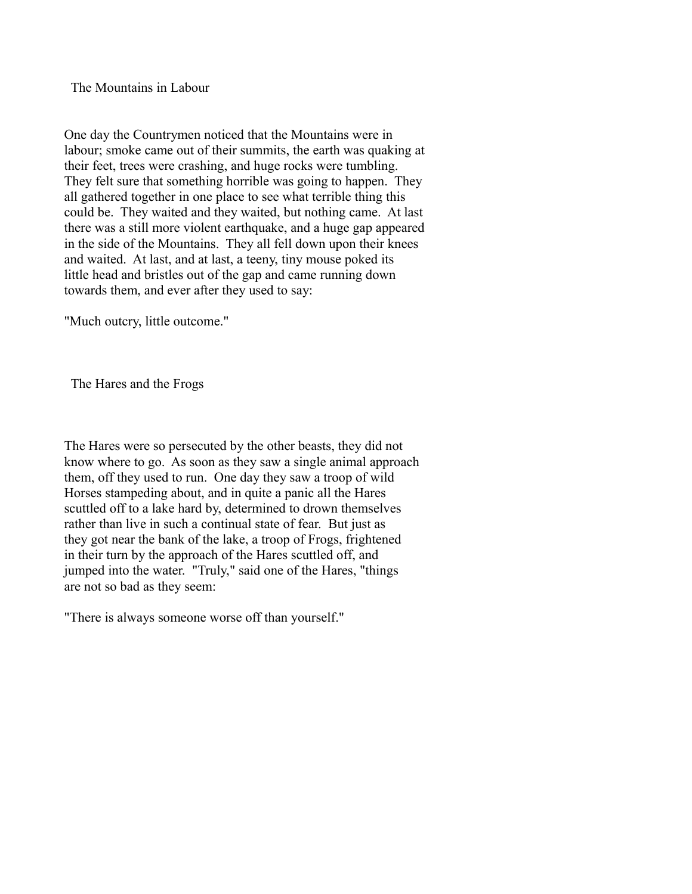## The Mountains in Labour

One day the Countrymen noticed that the Mountains were in labour; smoke came out of their summits, the earth was quaking at their feet, trees were crashing, and huge rocks were tumbling. They felt sure that something horrible was going to happen. They all gathered together in one place to see what terrible thing this could be. They waited and they waited, but nothing came. At last there was a still more violent earthquake, and a huge gap appeared in the side of the Mountains. They all fell down upon their knees and waited. At last, and at last, a teeny, tiny mouse poked its little head and bristles out of the gap and came running down towards them, and ever after they used to say:

"Much outcry, little outcome."

## The Hares and the Frogs

The Hares were so persecuted by the other beasts, they did not know where to go. As soon as they saw a single animal approach them, off they used to run. One day they saw a troop of wild Horses stampeding about, and in quite a panic all the Hares scuttled off to a lake hard by, determined to drown themselves rather than live in such a continual state of fear. But just as they got near the bank of the lake, a troop of Frogs, frightened in their turn by the approach of the Hares scuttled off, and jumped into the water. "Truly," said one of the Hares, "things are not so bad as they seem:

"There is always someone worse off than yourself."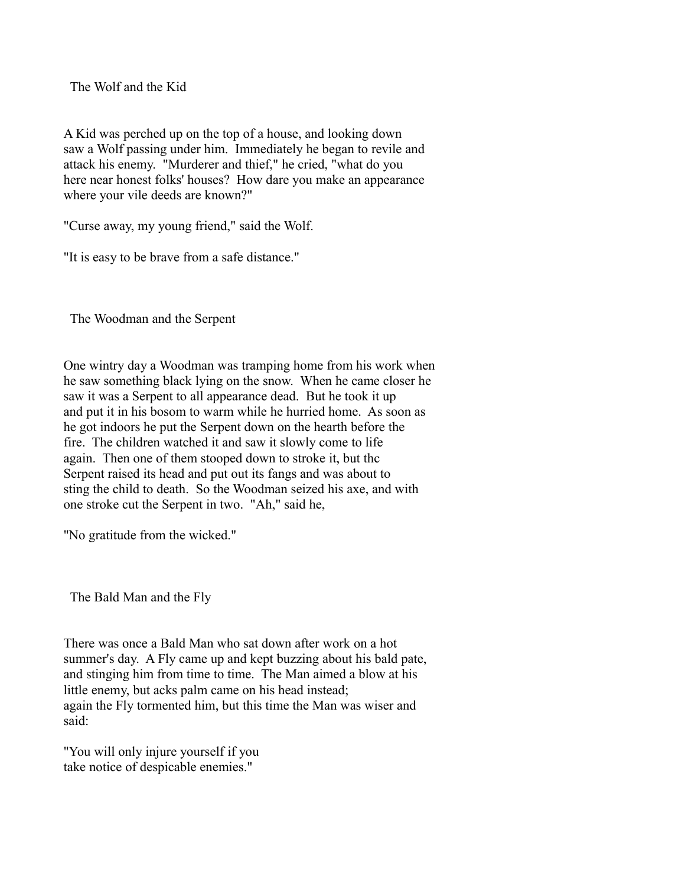## The Wolf and the Kid

A Kid was perched up on the top of a house, and looking down saw a Wolf passing under him. Immediately he began to revile and attack his enemy. "Murderer and thief," he cried, "what do you here near honest folks' houses? How dare you make an appearance where your vile deeds are known?"

"Curse away, my young friend," said the Wolf.

"It is easy to be brave from a safe distance."

## The Woodman and the Serpent

One wintry day a Woodman was tramping home from his work when he saw something black lying on the snow. When he came closer he saw it was a Serpent to all appearance dead. But he took it up and put it in his bosom to warm while he hurried home. As soon as he got indoors he put the Serpent down on the hearth before the fire. The children watched it and saw it slowly come to life again. Then one of them stooped down to stroke it, but thc Serpent raised its head and put out its fangs and was about to sting the child to death. So the Woodman seized his axe, and with one stroke cut the Serpent in two. "Ah," said he,

"No gratitude from the wicked."

## The Bald Man and the Fly

There was once a Bald Man who sat down after work on a hot summer's day. A Fly came up and kept buzzing about his bald pate, and stinging him from time to time. The Man aimed a blow at his little enemy, but acks palm came on his head instead; again the Fly tormented him, but this time the Man was wiser and said:

"You will only injure yourself if you take notice of despicable enemies."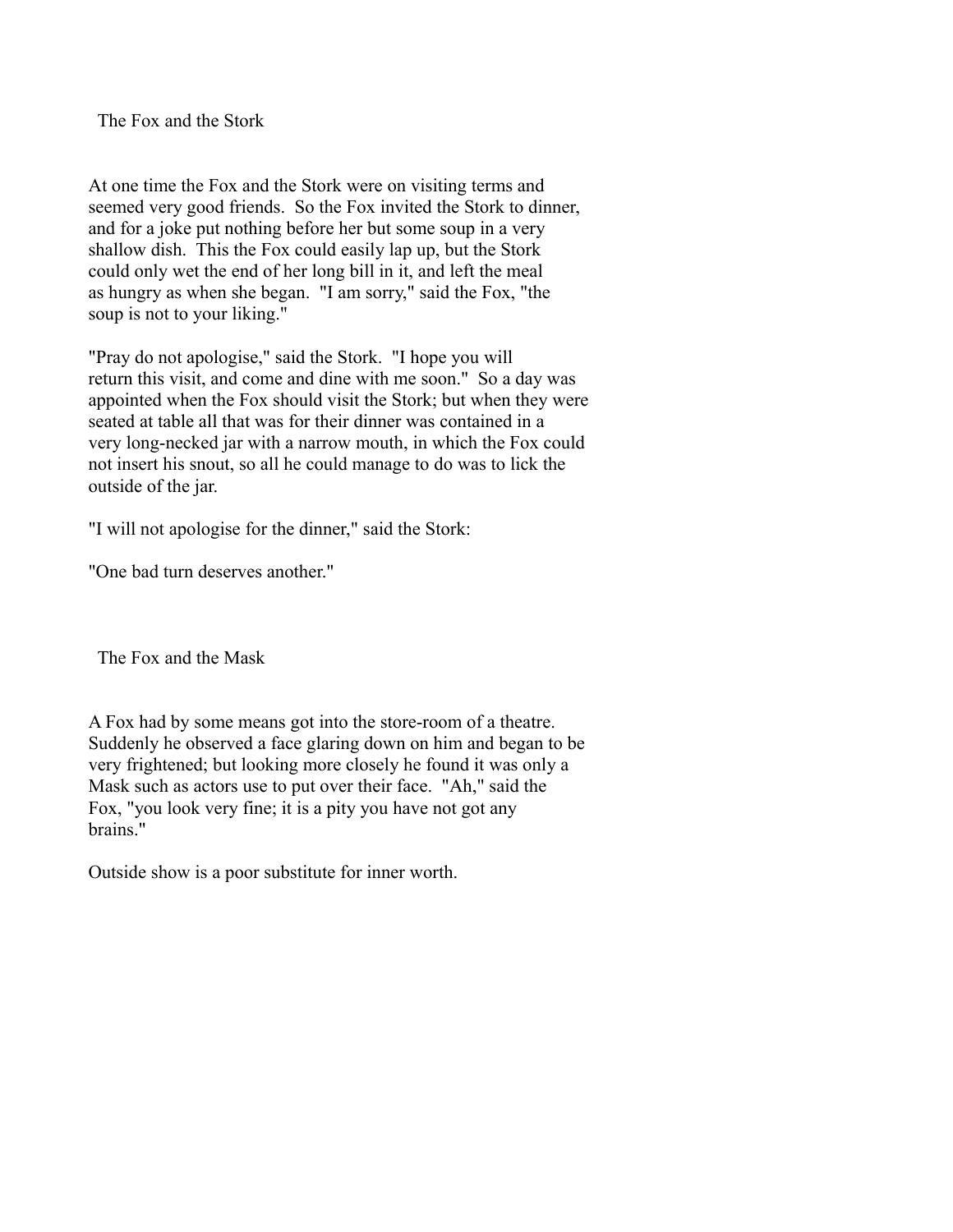## The Fox and the Stork

At one time the Fox and the Stork were on visiting terms and seemed very good friends. So the Fox invited the Stork to dinner, and for a joke put nothing before her but some soup in a very shallow dish. This the Fox could easily lap up, but the Stork could only wet the end of her long bill in it, and left the meal as hungry as when she began. "I am sorry," said the Fox, "the soup is not to your liking."

"Pray do not apologise," said the Stork. "I hope you will return this visit, and come and dine with me soon." So a day was appointed when the Fox should visit the Stork; but when they were seated at table all that was for their dinner was contained in a very long-necked jar with a narrow mouth, in which the Fox could not insert his snout, so all he could manage to do was to lick the outside of the jar.

"I will not apologise for the dinner," said the Stork:

"One bad turn deserves another."

## The Fox and the Mask

A Fox had by some means got into the store-room of a theatre. Suddenly he observed a face glaring down on him and began to be very frightened; but looking more closely he found it was only a Mask such as actors use to put over their face. "Ah," said the Fox, "you look very fine; it is a pity you have not got any brains."

Outside show is a poor substitute for inner worth.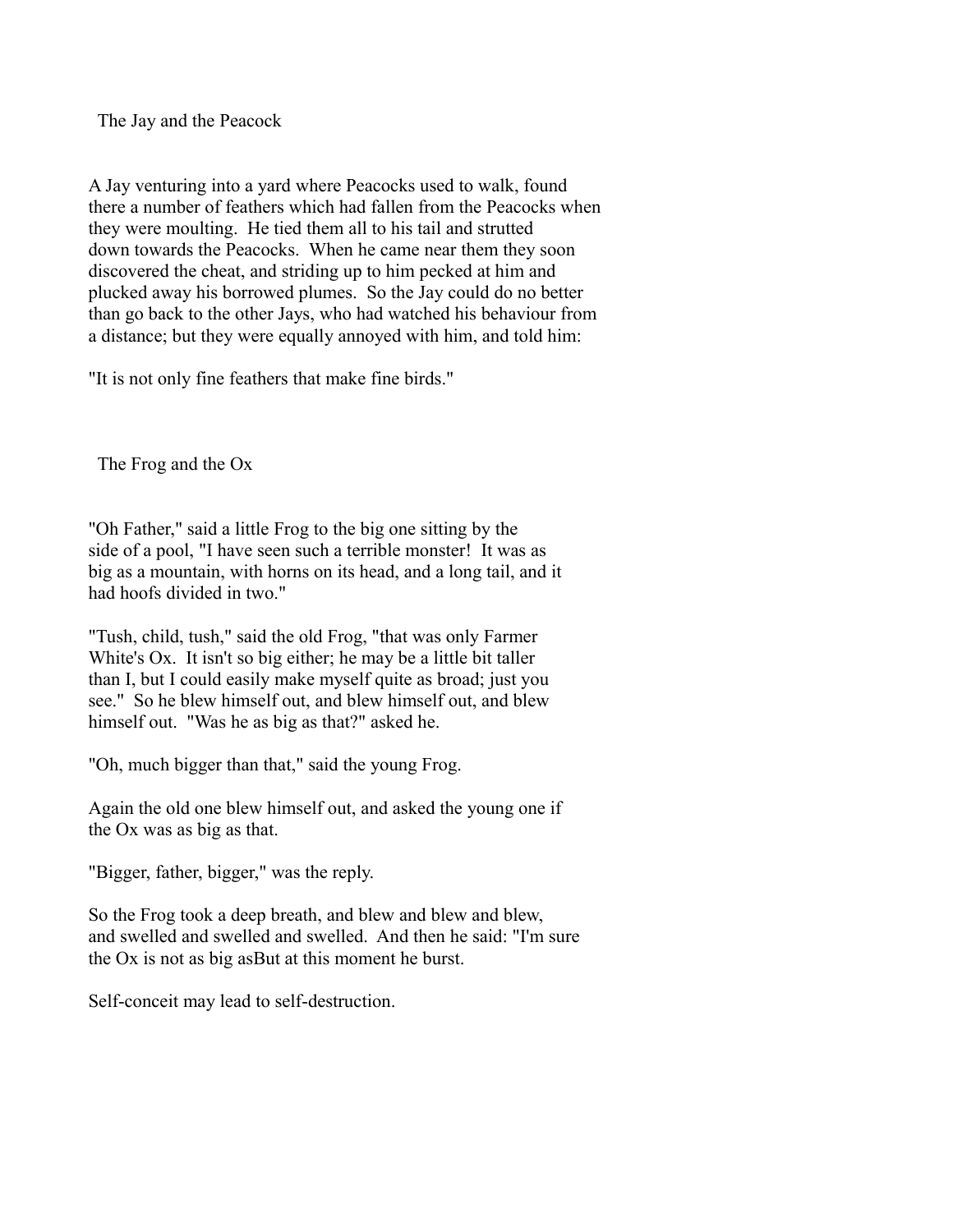## The Jay and the Peacock

A Jay venturing into a yard where Peacocks used to walk, found there a number of feathers which had fallen from the Peacocks when they were moulting. He tied them all to his tail and strutted down towards the Peacocks. When he came near them they soon discovered the cheat, and striding up to him pecked at him and plucked away his borrowed plumes. So the Jay could do no better than go back to the other Jays, who had watched his behaviour from a distance; but they were equally annoyed with him, and told him:

"It is not only fine feathers that make fine birds."

## The Frog and the Ox

"Oh Father," said a little Frog to the big one sitting by the side of a pool, "I have seen such a terrible monster! It was as big as a mountain, with horns on its head, and a long tail, and it had hoofs divided in two."

"Tush, child, tush," said the old Frog, "that was only Farmer White's Ox. It isn't so big either; he may be a little bit taller than I, but I could easily make myself quite as broad; just you see." So he blew himself out, and blew himself out, and blew himself out. "Was he as big as that?" asked he.

"Oh, much bigger than that," said the young Frog.

Again the old one blew himself out, and asked the young one if the Ox was as big as that.

"Bigger, father, bigger," was the reply.

So the Frog took a deep breath, and blew and blew and blew, and swelled and swelled and swelled. And then he said: "I'm sure the Ox is not as big asBut at this moment he burst.

Self-conceit may lead to self-destruction.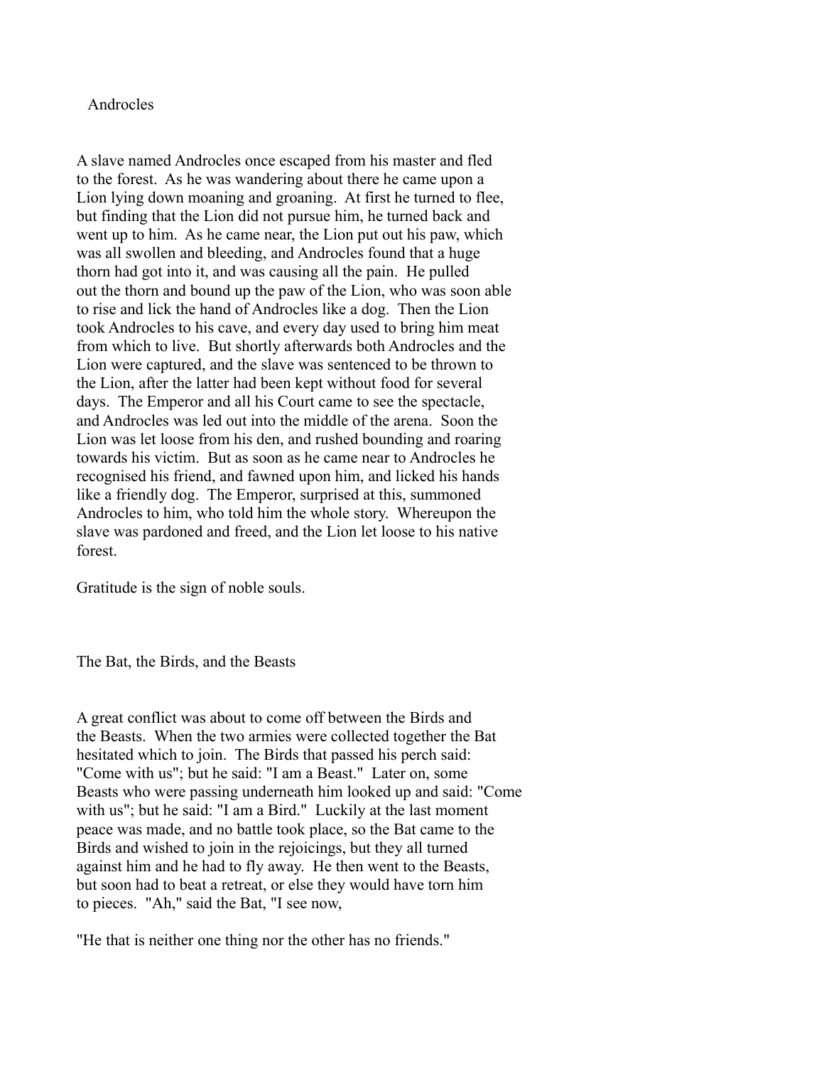## Androcles

A slave named Androcles once escaped from his master and fled to the forest. As he was wandering about there he came upon a Lion lying down moaning and groaning. At first he turned to flee, but finding that the Lion did not pursue him, he turned back and went up to him. As he came near, the Lion put out his paw, which was all swollen and bleeding, and Androcles found that a huge thorn had got into it, and was causing all the pain. He pulled out the thorn and bound up the paw of the Lion, who was soon able to rise and lick the hand of Androcles like a dog. Then the Lion took Androcles to his cave, and every day used to bring him meat from which to live. But shortly afterwards both Androcles and the Lion were captured, and the slave was sentenced to be thrown to the Lion, after the latter had been kept without food for several days. The Emperor and all his Court came to see the spectacle, and Androcles was led out into the middle of the arena. Soon the Lion was let loose from his den, and rushed bounding and roaring towards his victim. But as soon as he came near to Androcles he recognised his friend, and fawned upon him, and licked his hands like a friendly dog. The Emperor, surprised at this, summoned Androcles to him, who told him the whole story. Whereupon the slave was pardoned and freed, and the Lion let loose to his native forest.

Gratitude is the sign of noble souls.

## The Bat, the Birds, and the Beasts

A great conflict was about to come off between the Birds and the Beasts. When the two armies were collected together the Bat hesitated which to join. The Birds that passed his perch said: "Come with us"; but he said: "I am a Beast." Later on, some Beasts who were passing underneath him looked up and said: "Come with us"; but he said: "I am a Bird." Luckily at the last moment peace was made, and no battle took place, so the Bat came to the Birds and wished to join in the rejoicings, but they all turned against him and he had to fly away. He then went to the Beasts, but soon had to beat a retreat, or else they would have torn him to pieces. "Ah," said the Bat, "I see now,

"He that is neither one thing nor the other has no friends."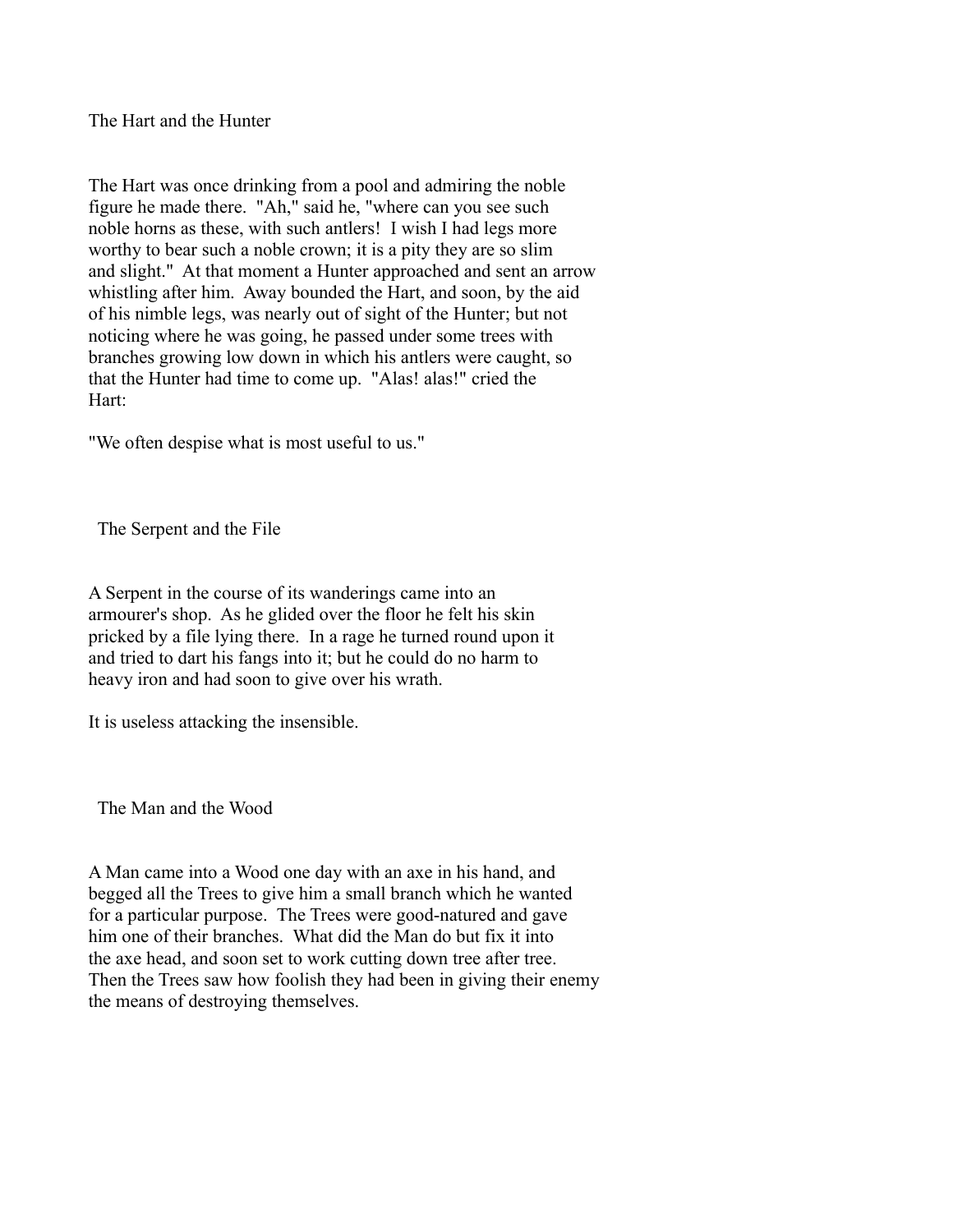## The Hart and the Hunter

The Hart was once drinking from a pool and admiring the noble figure he made there. "Ah," said he, "where can you see such noble horns as these, with such antlers! I wish I had legs more worthy to bear such a noble crown; it is a pity they are so slim and slight." At that moment a Hunter approached and sent an arrow whistling after him. Away bounded the Hart, and soon, by the aid of his nimble legs, was nearly out of sight of the Hunter; but not noticing where he was going, he passed under some trees with branches growing low down in which his antlers were caught, so that the Hunter had time to come up. "Alas! alas!" cried the Hart:

"We often despise what is most useful to us."

## The Serpent and the File

A Serpent in the course of its wanderings came into an armourer's shop. As he glided over the floor he felt his skin pricked by a file lying there. In a rage he turned round upon it and tried to dart his fangs into it; but he could do no harm to heavy iron and had soon to give over his wrath.

It is useless attacking the insensible.

## The Man and the Wood

A Man came into a Wood one day with an axe in his hand, and begged all the Trees to give him a small branch which he wanted for a particular purpose. The Trees were good-natured and gave him one of their branches. What did the Man do but fix it into the axe head, and soon set to work cutting down tree after tree. Then the Trees saw how foolish they had been in giving their enemy the means of destroying themselves.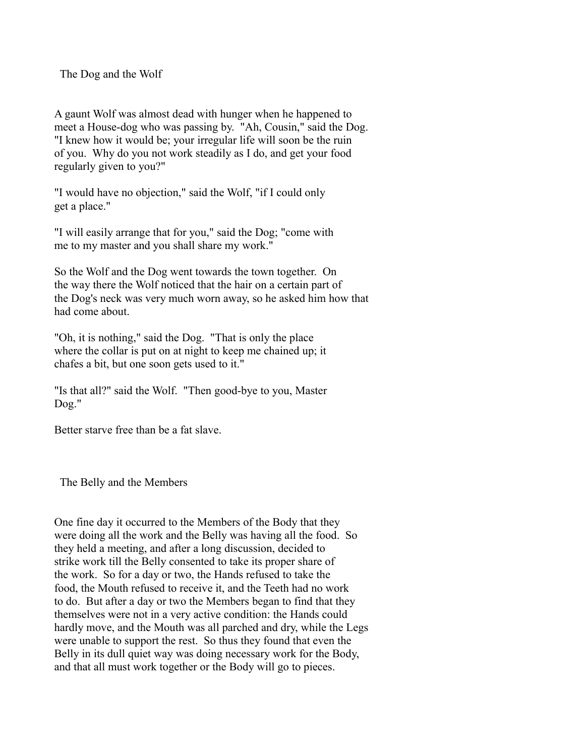## The Dog and the Wolf

A gaunt Wolf was almost dead with hunger when he happened to meet a House-dog who was passing by. "Ah, Cousin," said the Dog. "I knew how it would be; your irregular life will soon be the ruin of you. Why do you not work steadily as I do, and get your food regularly given to you?"

"I would have no objection," said the Wolf, "if I could only get a place."

"I will easily arrange that for you," said the Dog; "come with me to my master and you shall share my work."

So the Wolf and the Dog went towards the town together. On the way there the Wolf noticed that the hair on a certain part of the Dog's neck was very much worn away, so he asked him how that had come about.

"Oh, it is nothing," said the Dog. "That is only the place where the collar is put on at night to keep me chained up; it chafes a bit, but one soon gets used to it."

"Is that all?" said the Wolf. "Then good-bye to you, Master Dog."

Better starve free than be a fat slave.

## The Belly and the Members

One fine day it occurred to the Members of the Body that they were doing all the work and the Belly was having all the food. So they held a meeting, and after a long discussion, decided to strike work till the Belly consented to take its proper share of the work. So for a day or two, the Hands refused to take the food, the Mouth refused to receive it, and the Teeth had no work to do. But after a day or two the Members began to find that they themselves were not in a very active condition: the Hands could hardly move, and the Mouth was all parched and dry, while the Legs were unable to support the rest. So thus they found that even the Belly in its dull quiet way was doing necessary work for the Body, and that all must work together or the Body will go to pieces.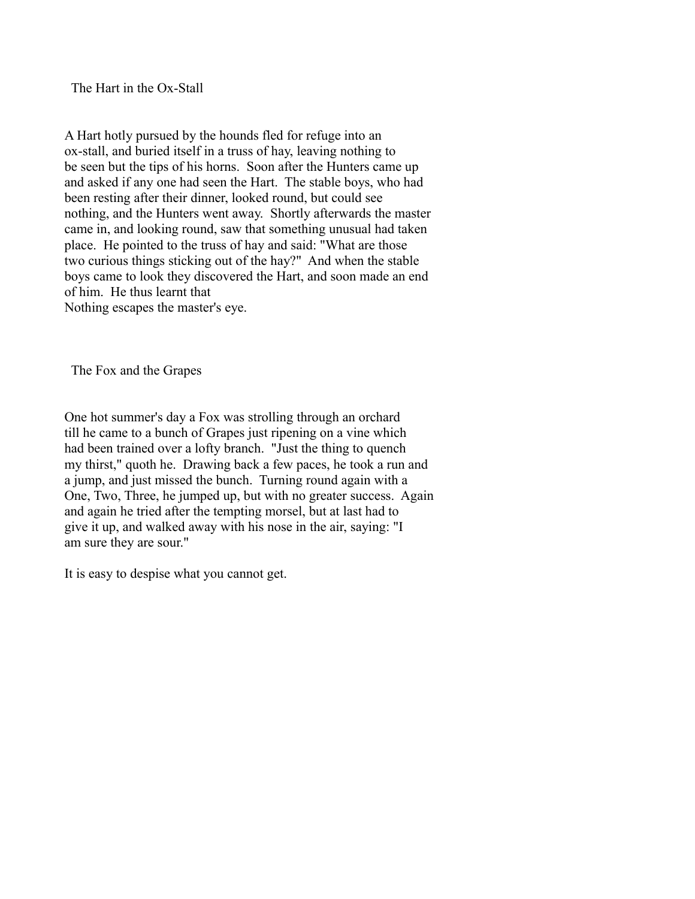## The Hart in the Ox-Stall

A Hart hotly pursued by the hounds fled for refuge into an ox-stall, and buried itself in a truss of hay, leaving nothing to be seen but the tips of his horns. Soon after the Hunters came up and asked if any one had seen the Hart. The stable boys, who had been resting after their dinner, looked round, but could see nothing, and the Hunters went away. Shortly afterwards the master came in, and looking round, saw that something unusual had taken place. He pointed to the truss of hay and said: "What are those two curious things sticking out of the hay?" And when the stable boys came to look they discovered the Hart, and soon made an end of him. He thus learnt that
Nothing escapes the master's eye.

## The Fox and the Grapes

One hot summer's day a Fox was strolling through an orchard till he came to a bunch of Grapes just ripening on a vine which had been trained over a lofty branch. "Just the thing to quench my thirst," quoth he. Drawing back a few paces, he took a run and a jump, and just missed the bunch. Turning round again with a One, Two, Three, he jumped up, but with no greater success. Again and again he tried after the tempting morsel, but at last had to give it up, and walked away with his nose in the air, saying: "I am sure they are sour."

It is easy to despise what you cannot get.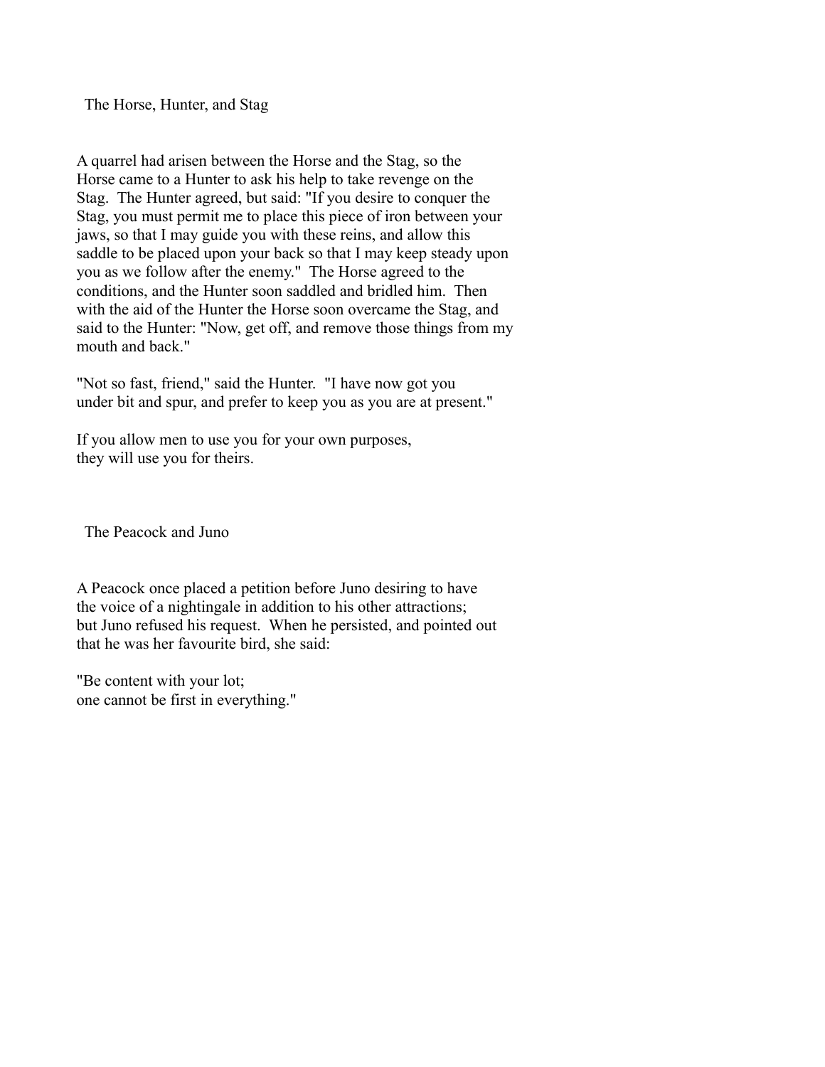## The Horse, Hunter, and Stag

A quarrel had arisen between the Horse and the Stag, so the Horse came to a Hunter to ask his help to take revenge on the Stag. The Hunter agreed, but said: "If you desire to conquer the Stag, you must permit me to place this piece of iron between your jaws, so that I may guide you with these reins, and allow this saddle to be placed upon your back so that I may keep steady upon you as we follow after the enemy." The Horse agreed to the conditions, and the Hunter soon saddled and bridled him. Then with the aid of the Hunter the Horse soon overcame the Stag, and said to the Hunter: "Now, get off, and remove those things from my mouth and back."

"Not so fast, friend," said the Hunter. "I have now got you under bit and spur, and prefer to keep you as you are at present."

If you allow men to use you for your own purposes,
they will use you for theirs.

## The Peacock and Juno

A Peacock once placed a petition before Juno desiring to have the voice of a nightingale in addition to his other attractions; but Juno refused his request. When he persisted, and pointed out that he was her favourite bird, she said:

"Be content with your lot;
one cannot be first in everything."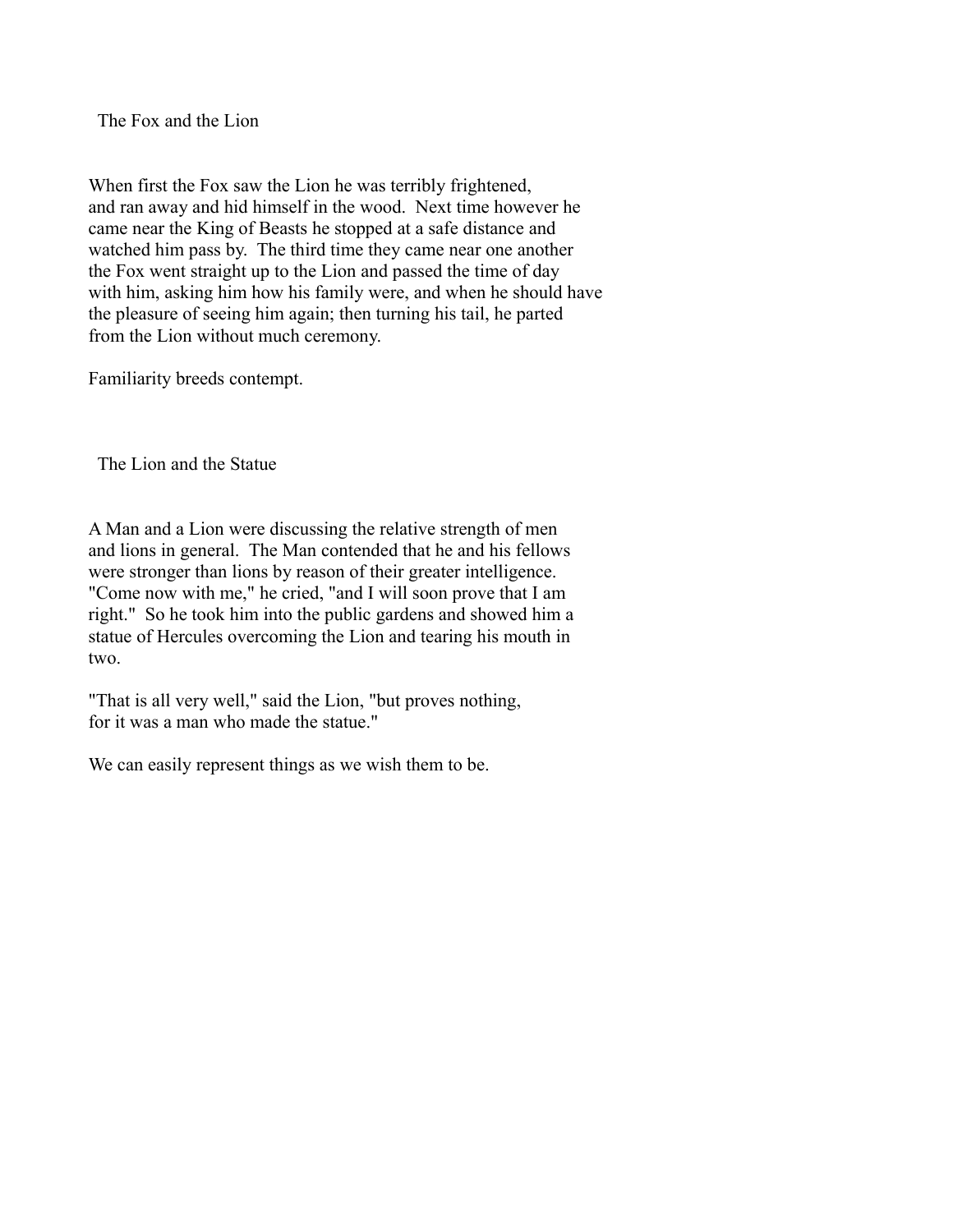## The Fox and the Lion

When first the Fox saw the Lion he was terribly frightened, and ran away and hid himself in the wood. Next time however he came near the King of Beasts he stopped at a safe distance and watched him pass by. The third time they came near one another the Fox went straight up to the Lion and passed the time of day with him, asking him how his family were, and when he should have the pleasure of seeing him again; then turning his tail, he parted from the Lion without much ceremony.

Familiarity breeds contempt.

## The Lion and the Statue

A Man and a Lion were discussing the relative strength of men and lions in general. The Man contended that he and his fellows were stronger than lions by reason of their greater intelligence. "Come now with me," he cried, "and I will soon prove that I am right." So he took him into the public gardens and showed him a statue of Hercules overcoming the Lion and tearing his mouth in two.

"That is all very well," said the Lion, "but proves nothing, for it was a man who made the statue."

We can easily represent things as we wish them to be.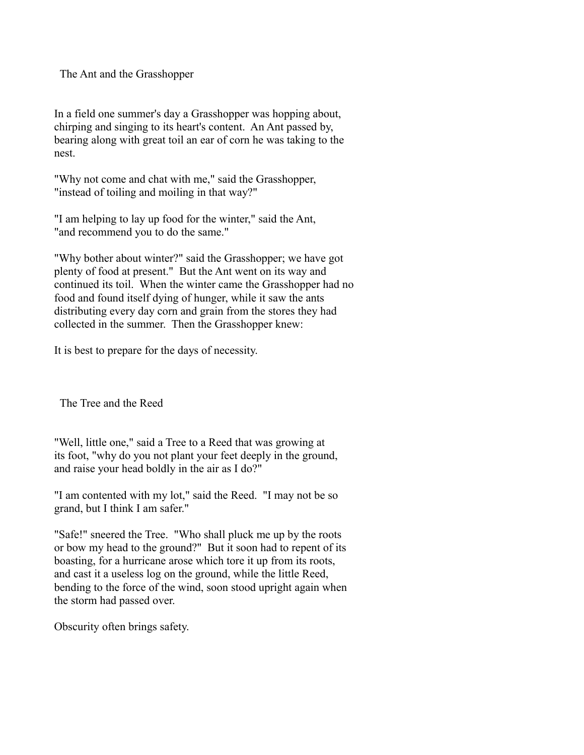## The Ant and the Grasshopper

In a field one summer's day a Grasshopper was hopping about, chirping and singing to its heart's content. An Ant passed by, bearing along with great toil an ear of corn he was taking to the nest.

"Why not come and chat with me," said the Grasshopper, "instead of toiling and moiling in that way?"

"I am helping to lay up food for the winter," said the Ant, "and recommend you to do the same."

"Why bother about winter?" said the Grasshopper; we have got plenty of food at present." But the Ant went on its way and continued its toil. When the winter came the Grasshopper had no food and found itself dying of hunger, while it saw the ants distributing every day corn and grain from the stores they had collected in the summer. Then the Grasshopper knew:

It is best to prepare for the days of necessity.

## The Tree and the Reed

"Well, little one," said a Tree to a Reed that was growing at its foot, "why do you not plant your feet deeply in the ground, and raise your head boldly in the air as I do?"

"I am contented with my lot," said the Reed. "I may not be so grand, but I think I am safer."

"Safe!" sneered the Tree. "Who shall pluck me up by the roots or bow my head to the ground?" But it soon had to repent of its boasting, for a hurricane arose which tore it up from its roots, and cast it a useless log on the ground, while the little Reed, bending to the force of the wind, soon stood upright again when the storm had passed over.

Obscurity often brings safety.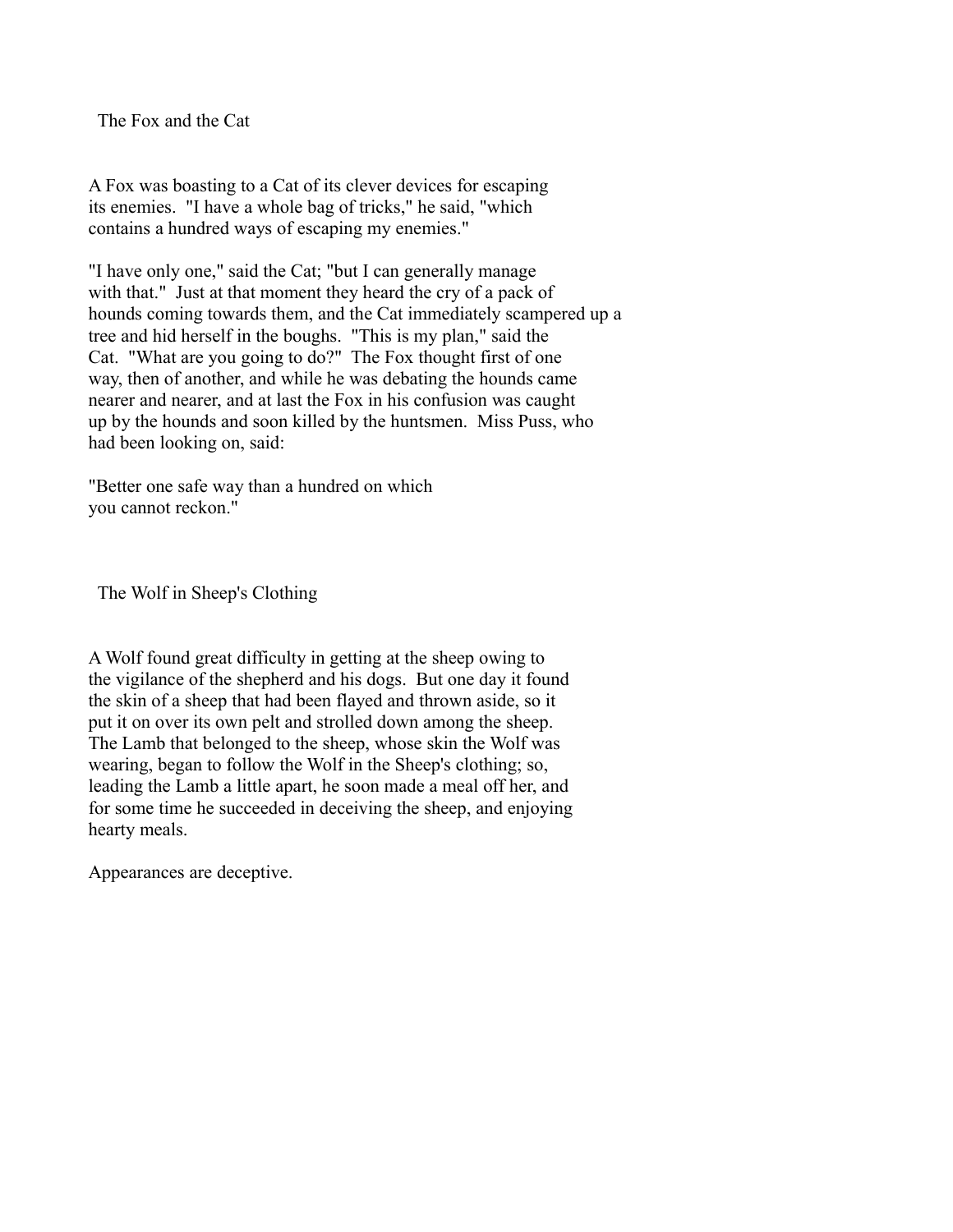## The Fox and the Cat

A Fox was boasting to a Cat of its clever devices for escaping its enemies. "I have a whole bag of tricks," he said, "which contains a hundred ways of escaping my enemies."

"I have only one," said the Cat; "but I can generally manage with that." Just at that moment they heard the cry of a pack of hounds coming towards them, and the Cat immediately scampered up a tree and hid herself in the boughs. "This is my plan," said the Cat. "What are you going to do?" The Fox thought first of one way, then of another, and while he was debating the hounds came nearer and nearer, and at last the Fox in his confusion was caught up by the hounds and soon killed by the huntsmen. Miss Puss, who had been looking on, said:

"Better one safe way than a hundred on which
you cannot reckon."

## The Wolf in Sheep's Clothing

A Wolf found great difficulty in getting at the sheep owing to the vigilance of the shepherd and his dogs. But one day it found the skin of a sheep that had been flayed and thrown aside, so it put it on over its own pelt and strolled down among the sheep. The Lamb that belonged to the sheep, whose skin the Wolf was wearing, began to follow the Wolf in the Sheep's clothing; so, leading the Lamb a little apart, he soon made a meal off her, and for some time he succeeded in deceiving the sheep, and enjoying hearty meals.

Appearances are deceptive.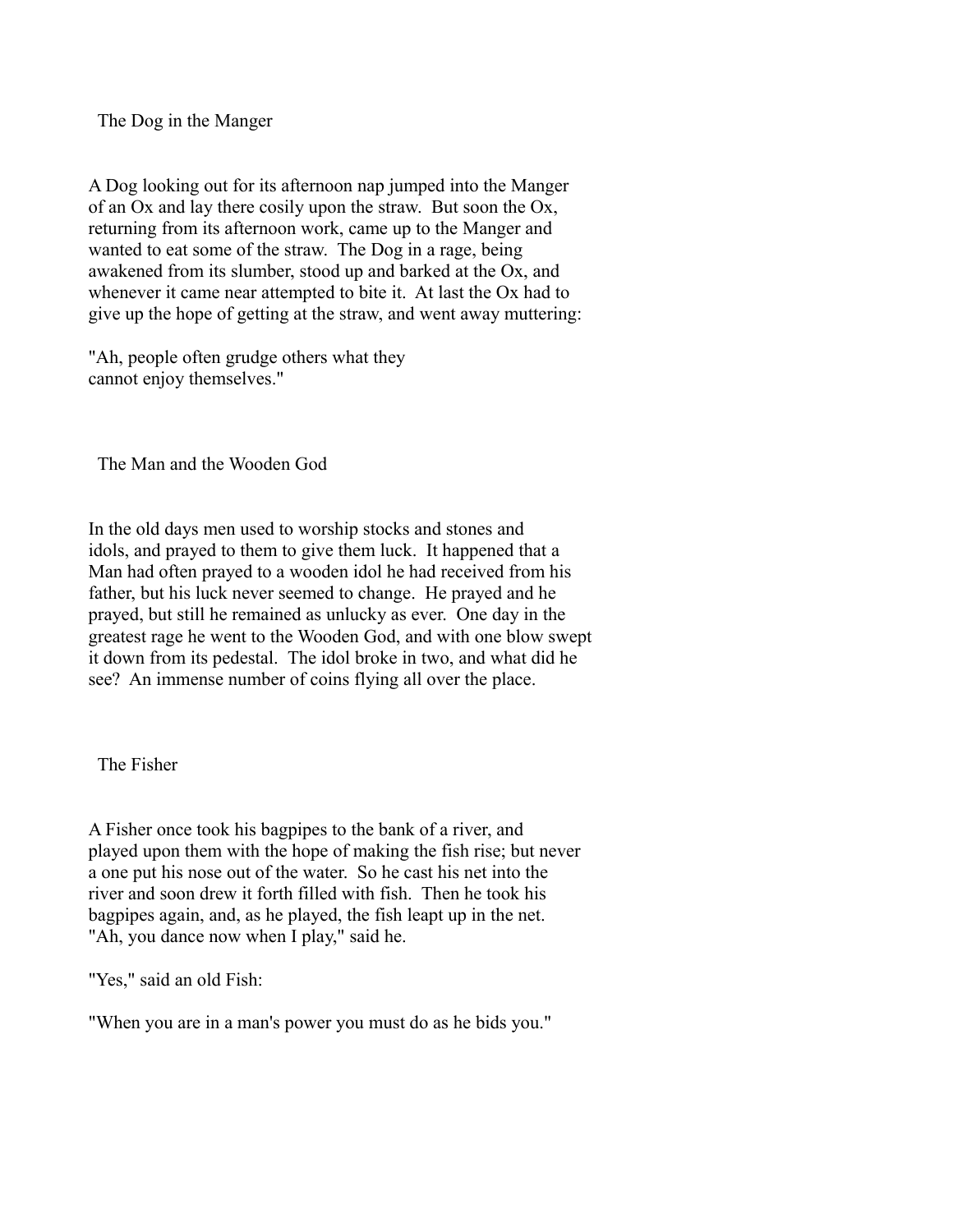## The Dog in the Manger

A Dog looking out for its afternoon nap jumped into the Manger of an Ox and lay there cosily upon the straw. But soon the Ox, returning from its afternoon work, came up to the Manger and wanted to eat some of the straw. The Dog in a rage, being awakened from its slumber, stood up and barked at the Ox, and whenever it came near attempted to bite it. At last the Ox had to give up the hope of getting at the straw, and went away muttering:

"Ah, people often grudge others what they cannot enjoy themselves."

## The Man and the Wooden God

In the old days men used to worship stocks and stones and idols, and prayed to them to give them luck. It happened that a Man had often prayed to a wooden idol he had received from his father, but his luck never seemed to change. He prayed and he prayed, but still he remained as unlucky as ever. One day in the greatest rage he went to the Wooden God, and with one blow swept it down from its pedestal. The idol broke in two, and what did he see? An immense number of coins flying all over the place.

## The Fisher

A Fisher once took his bagpipes to the bank of a river, and played upon them with the hope of making the fish rise; but never a one put his nose out of the water. So he cast his net into the river and soon drew it forth filled with fish. Then he took his bagpipes again, and, as he played, the fish leapt up in the net. "Ah, you dance now when I play," said he.

"Yes," said an old Fish:

"When you are in a man's power you must do as he bids you."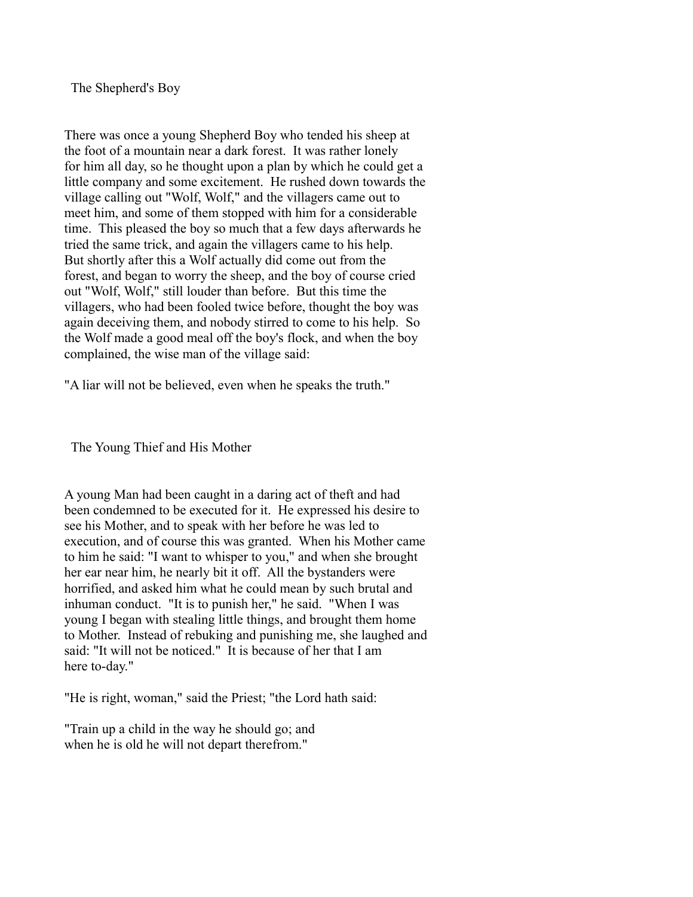## The Shepherd's Boy

There was once a young Shepherd Boy who tended his sheep at the foot of a mountain near a dark forest. It was rather lonely for him all day, so he thought upon a plan by which he could get a little company and some excitement. He rushed down towards the village calling out "Wolf, Wolf," and the villagers came out to meet him, and some of them stopped with him for a considerable time. This pleased the boy so much that a few days afterwards he tried the same trick, and again the villagers came to his help. But shortly after this a Wolf actually did come out from the forest, and began to worry the sheep, and the boy of course cried out "Wolf, Wolf," still louder than before. But this time the villagers, who had been fooled twice before, thought the boy was again deceiving them, and nobody stirred to come to his help. So the Wolf made a good meal off the boy's flock, and when the boy complained, the wise man of the village said:

"A liar will not be believed, even when he speaks the truth."

## The Young Thief and His Mother

A young Man had been caught in a daring act of theft and had been condemned to be executed for it. He expressed his desire to see his Mother, and to speak with her before he was led to execution, and of course this was granted. When his Mother came to him he said: "I want to whisper to you," and when she brought her ear near him, he nearly bit it off. All the bystanders were horrified, and asked him what he could mean by such brutal and inhuman conduct. "It is to punish her," he said. "When I was young I began with stealing little things, and brought them home to Mother. Instead of rebuking and punishing me, she laughed and said: "It will not be noticed." It is because of her that I am here to-day."

"He is right, woman," said the Priest; "the Lord hath said:

"Train up a child in the way he should go; and
when he is old he will not depart therefrom."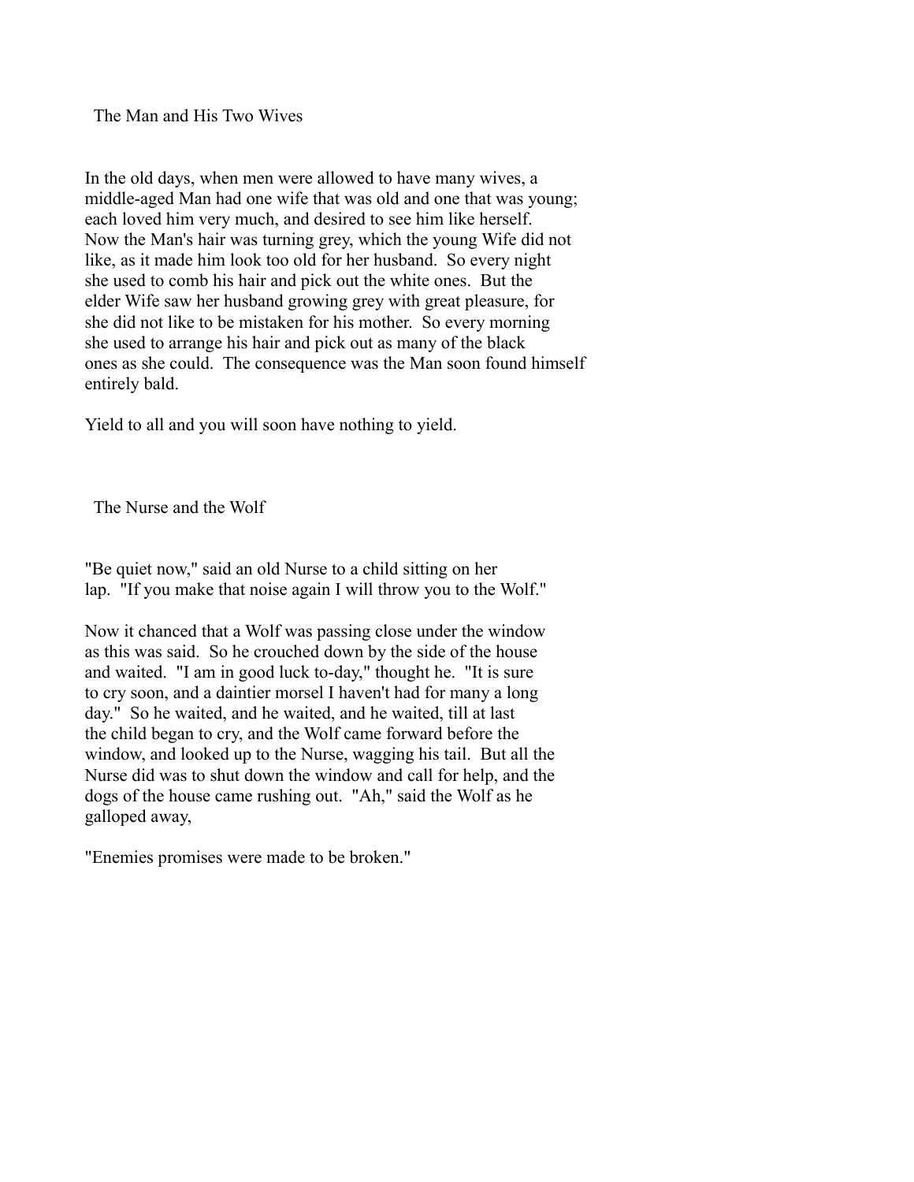## The Man and His Two Wives

In the old days, when men were allowed to have many wives, a middle-aged Man had one wife that was old and one that was young; each loved him very much, and desired to see him like herself. Now the Man's hair was turning grey, which the young Wife did not like, as it made him look too old for her husband. So every night she used to comb his hair and pick out the white ones. But the elder Wife saw her husband growing grey with great pleasure, for she did not like to be mistaken for his mother. So every morning she used to arrange his hair and pick out as many of the black ones as she could. The consequence was the Man soon found himself entirely bald.

Yield to all and you will soon have nothing to yield.

## The Nurse and the Wolf

"Be quiet now," said an old Nurse to a child sitting on her lap. "If you make that noise again I will throw you to the Wolf."

Now it chanced that a Wolf was passing close under the window as this was said. So he crouched down by the side of the house and waited. "I am in good luck to-day," thought he. "It is sure to cry soon, and a daintier morsel I haven't had for many a long day." So he waited, and he waited, and he waited, till at last the child began to cry, and the Wolf came forward before the window, and looked up to the Nurse, wagging his tail. But all the Nurse did was to shut down the window and call for help, and the dogs of the house came rushing out. "Ah," said the Wolf as he galloped away,

"Enemies promises were made to be broken."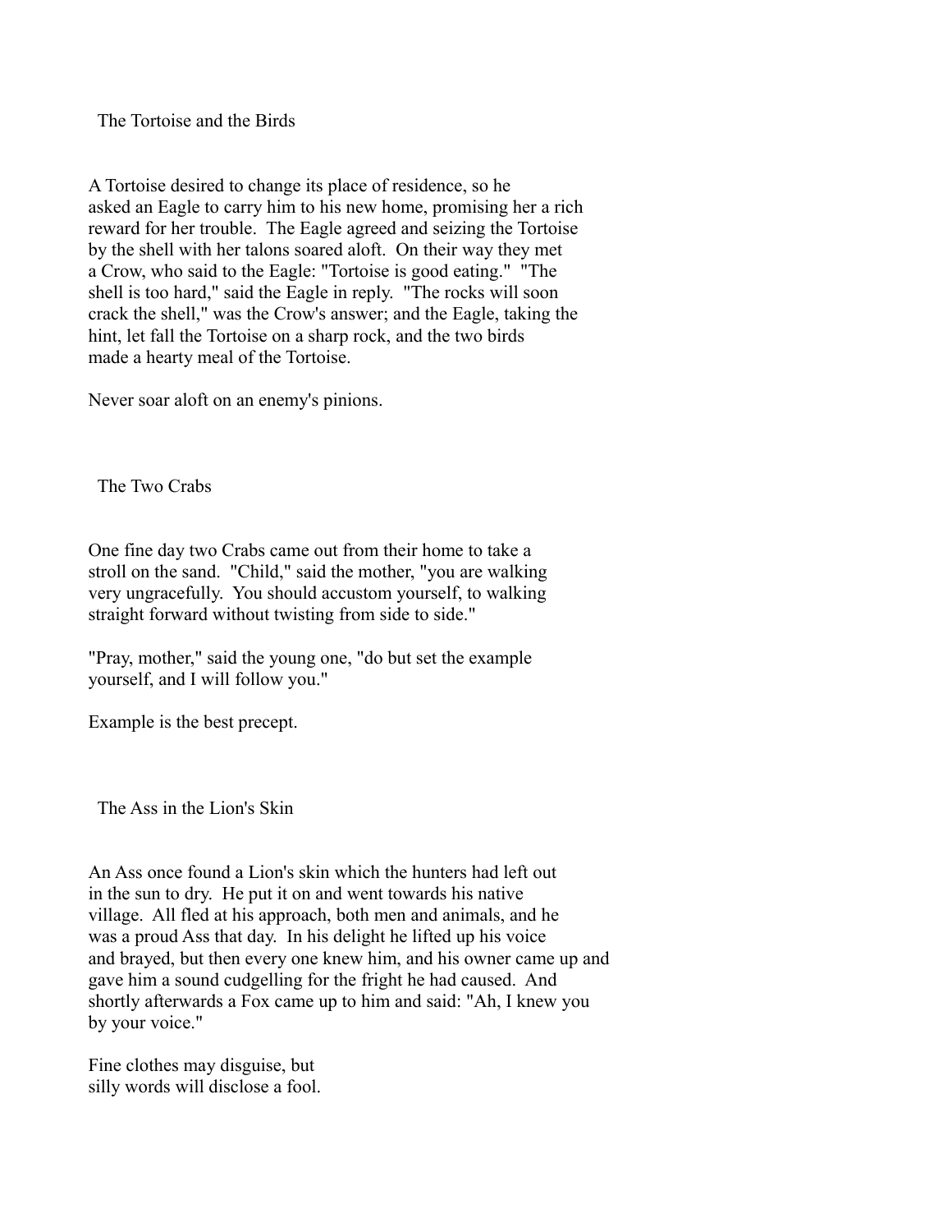## The Tortoise and the Birds

A Tortoise desired to change its place of residence, so he asked an Eagle to carry him to his new home, promising her a rich reward for her trouble. The Eagle agreed and seizing the Tortoise by the shell with her talons soared aloft. On their way they met a Crow, who said to the Eagle: "Tortoise is good eating." "The shell is too hard," said the Eagle in reply. "The rocks will soon crack the shell," was the Crow's answer; and the Eagle, taking the hint, let fall the Tortoise on a sharp rock, and the two birds made a hearty meal of the Tortoise.

Never soar aloft on an enemy's pinions.

## The Two Crabs

One fine day two Crabs came out from their home to take a stroll on the sand. "Child," said the mother, "you are walking very ungracefully. You should accustom yourself, to walking straight forward without twisting from side to side."

"Pray, mother," said the young one, "do but set the example yourself, and I will follow you."

Example is the best precept.

## The Ass in the Lion's Skin

An Ass once found a Lion's skin which the hunters had left out in the sun to dry. He put it on and went towards his native village. All fled at his approach, both men and animals, and he was a proud Ass that day. In his delight he lifted up his voice and brayed, but then every one knew him, and his owner came up and gave him a sound cudgelling for the fright he had caused. And shortly afterwards a Fox came up to him and said: "Ah, I knew you by your voice."

Fine clothes may disguise, but
silly words will disclose a fool.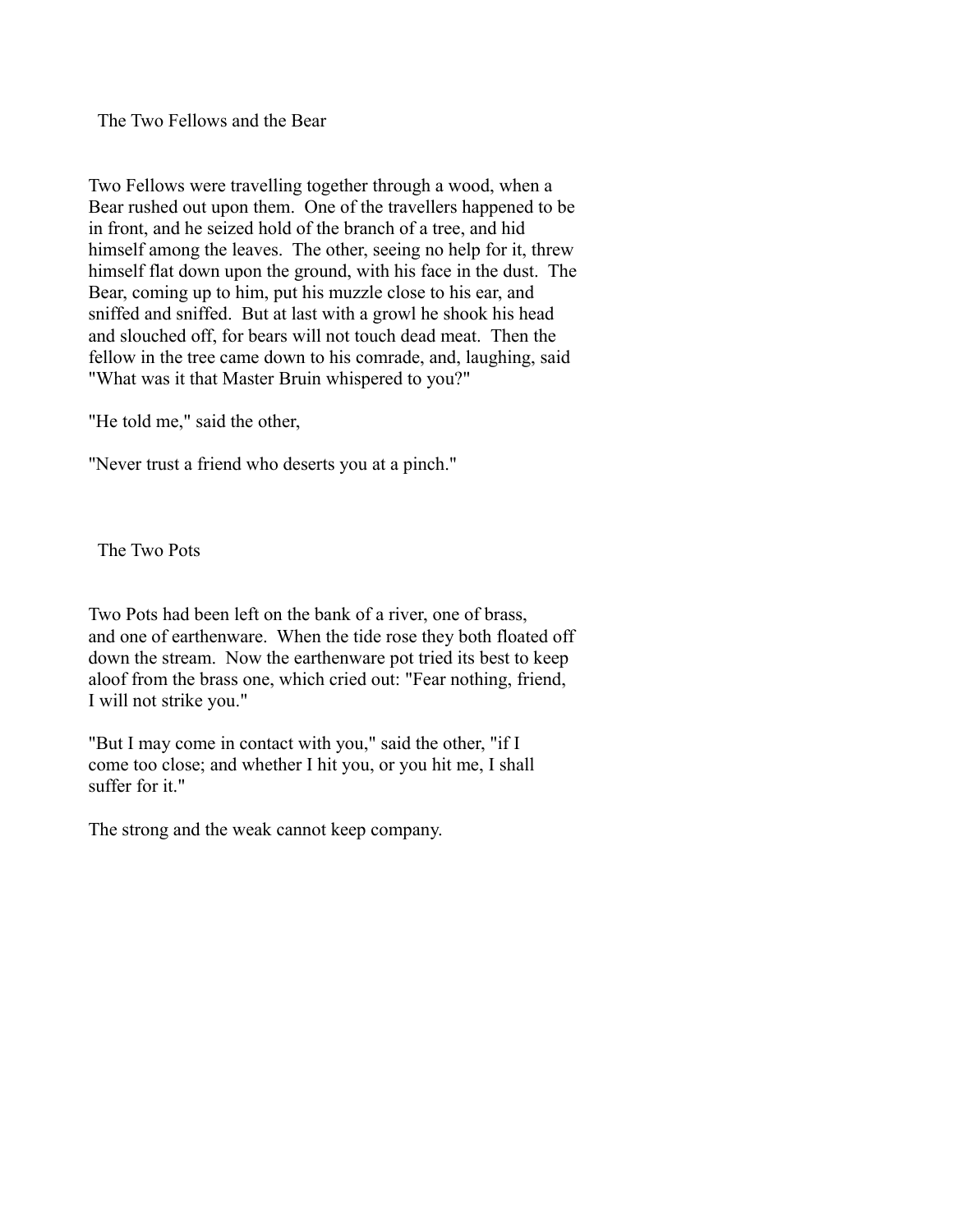## The Two Fellows and the Bear

Two Fellows were travelling together through a wood, when a Bear rushed out upon them. One of the travellers happened to be in front, and he seized hold of the branch of a tree, and hid himself among the leaves. The other, seeing no help for it, threw himself flat down upon the ground, with his face in the dust. The Bear, coming up to him, put his muzzle close to his ear, and sniffed and sniffed. But at last with a growl he shook his head and slouched off, for bears will not touch dead meat. Then the fellow in the tree came down to his comrade, and, laughing, said "What was it that Master Bruin whispered to you?"

"He told me," said the other,

"Never trust a friend who deserts you at a pinch."

## The Two Pots

Two Pots had been left on the bank of a river, one of brass, and one of earthenware. When the tide rose they both floated off down the stream. Now the earthenware pot tried its best to keep aloof from the brass one, which cried out: "Fear nothing, friend, I will not strike you."

"But I may come in contact with you," said the other, "if I come too close; and whether I hit you, or you hit me, I shall suffer for it."

The strong and the weak cannot keep company.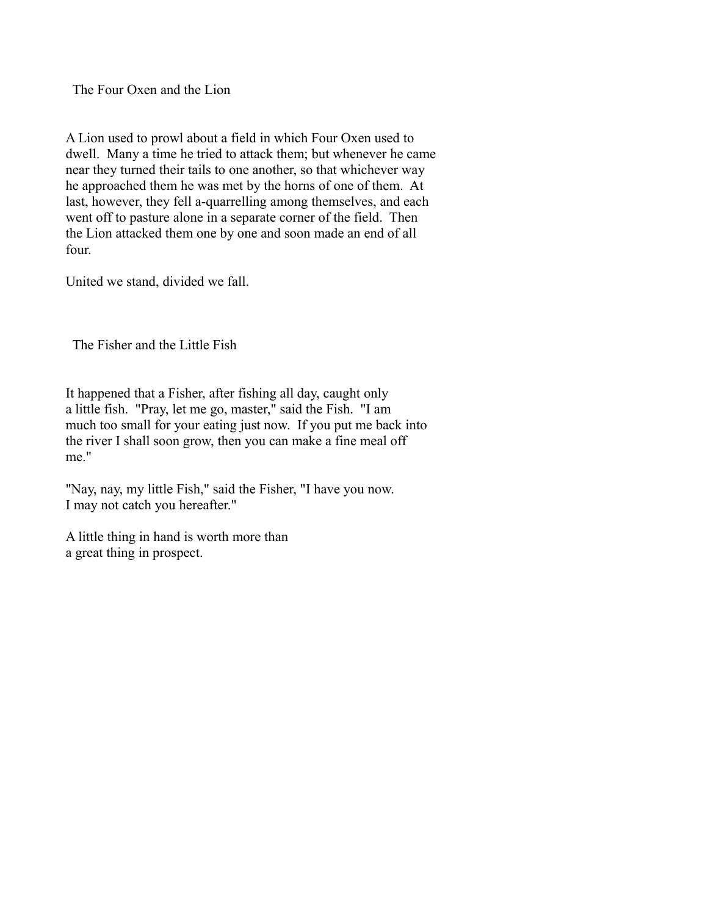## The Four Oxen and the Lion

A Lion used to prowl about a field in which Four Oxen used to dwell. Many a time he tried to attack them; but whenever he came near they turned their tails to one another, so that whichever way he approached them he was met by the horns of one of them. At last, however, they fell a-quarrelling among themselves, and each went off to pasture alone in a separate corner of the field. Then the Lion attacked them one by one and soon made an end of all four.

United we stand, divided we fall.

## The Fisher and the Little Fish

It happened that a Fisher, after fishing all day, caught only a little fish. "Pray, let me go, master," said the Fish. "I am much too small for your eating just now. If you put me back into the river I shall soon grow, then you can make a fine meal off me."

"Nay, nay, my little Fish," said the Fisher, "I have you now. I may not catch you hereafter."

A little thing in hand is worth more than
a great thing in prospect.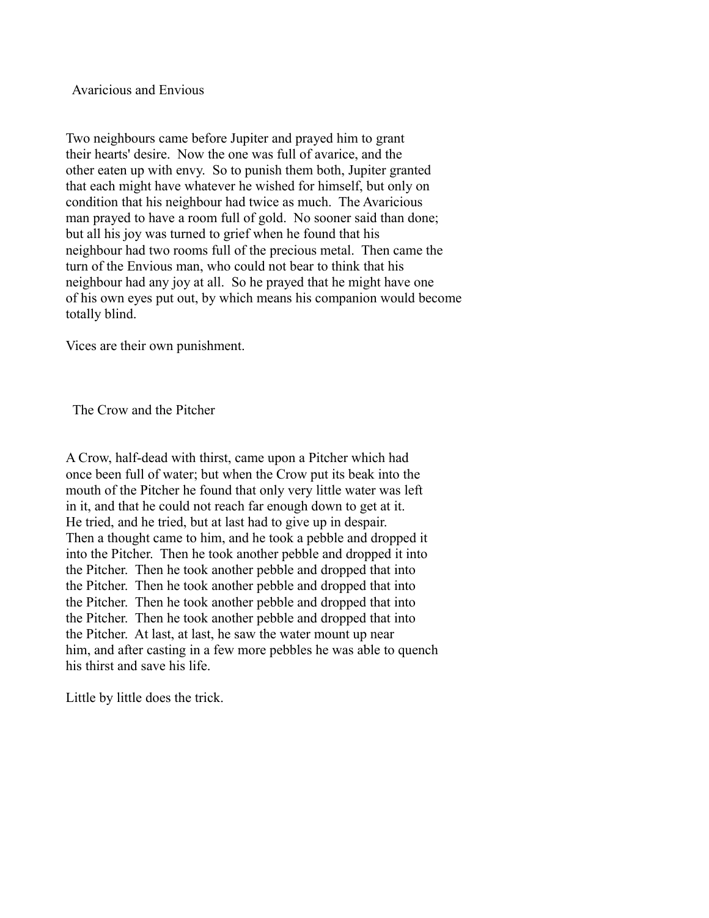## Avaricious and Envious

Two neighbours came before Jupiter and prayed him to grant their hearts' desire. Now the one was full of avarice, and the other eaten up with envy. So to punish them both, Jupiter granted that each might have whatever he wished for himself, but only on condition that his neighbour had twice as much. The Avaricious man prayed to have a room full of gold. No sooner said than done; but all his joy was turned to grief when he found that his neighbour had two rooms full of the precious metal. Then came the turn of the Envious man, who could not bear to think that his neighbour had any joy at all. So he prayed that he might have one of his own eyes put out, by which means his companion would become totally blind.

Vices are their own punishment.

## The Crow and the Pitcher

A Crow, half-dead with thirst, came upon a Pitcher which had once been full of water; but when the Crow put its beak into the mouth of the Pitcher he found that only very little water was left in it, and that he could not reach far enough down to get at it. He tried, and he tried, but at last had to give up in despair. Then a thought came to him, and he took a pebble and dropped it into the Pitcher. Then he took another pebble and dropped it into the Pitcher. Then he took another pebble and dropped that into the Pitcher. Then he took another pebble and dropped that into the Pitcher. Then he took another pebble and dropped that into the Pitcher. Then he took another pebble and dropped that into the Pitcher. At last, at last, he saw the water mount up near him, and after casting in a few more pebbles he was able to quench his thirst and save his life.

Little by little does the trick.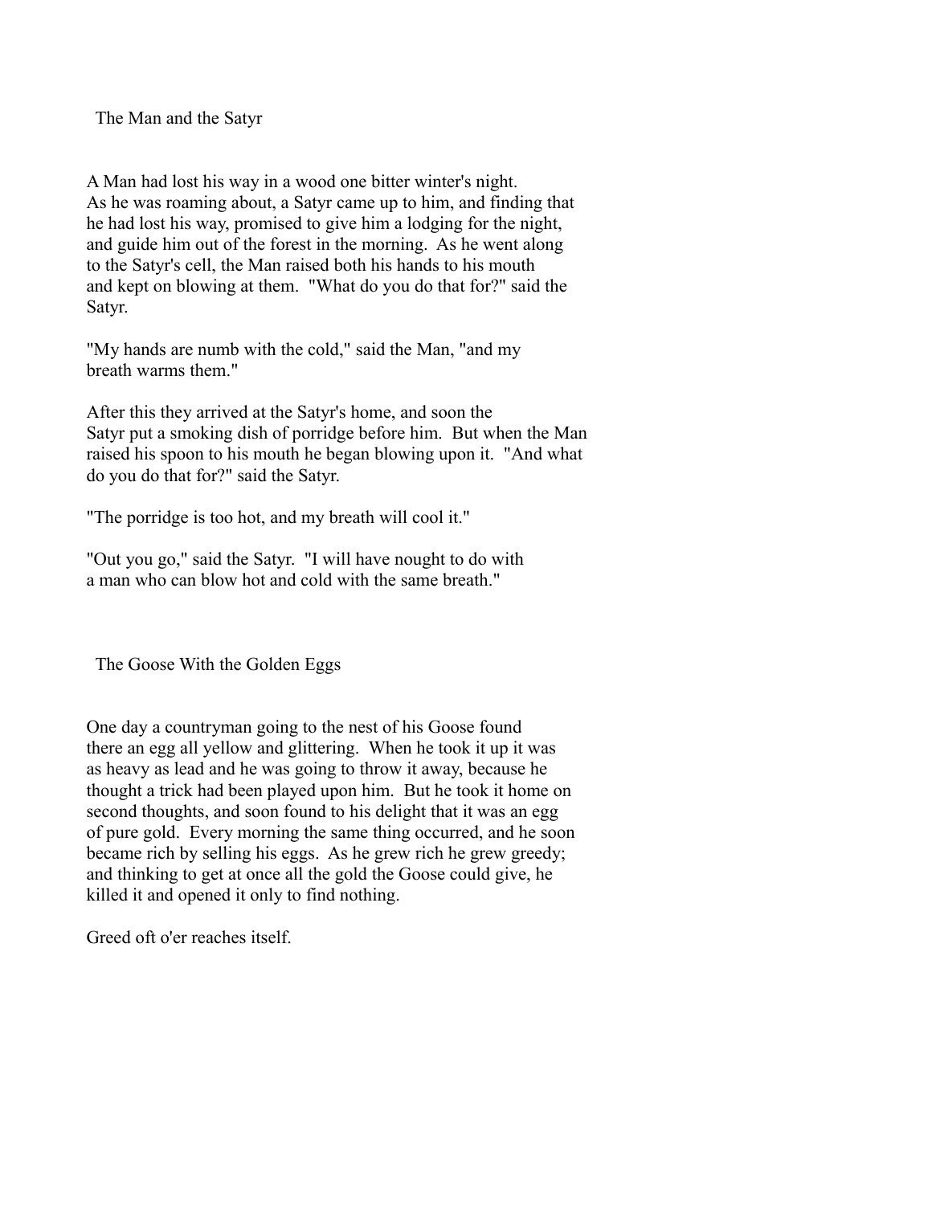## The Man and the Satyr

A Man had lost his way in a wood one bitter winter's night. As he was roaming about, a Satyr came up to him, and finding that he had lost his way, promised to give him a lodging for the night, and guide him out of the forest in the morning. As he went along to the Satyr's cell, the Man raised both his hands to his mouth and kept on blowing at them. "What do you do that for?" said the Satyr.

"My hands are numb with the cold," said the Man, "and my breath warms them."

After this they arrived at the Satyr's home, and soon the Satyr put a smoking dish of porridge before him. But when the Man raised his spoon to his mouth he began blowing upon it. "And what do you do that for?" said the Satyr.

"The porridge is too hot, and my breath will cool it."

"Out you go," said the Satyr. "I will have nought to do with a man who can blow hot and cold with the same breath."

## The Goose With the Golden Eggs

One day a countryman going to the nest of his Goose found there an egg all yellow and glittering. When he took it up it was as heavy as lead and he was going to throw it away, because he thought a trick had been played upon him. But he took it home on second thoughts, and soon found to his delight that it was an egg of pure gold. Every morning the same thing occurred, and he soon became rich by selling his eggs. As he grew rich he grew greedy; and thinking to get at once all the gold the Goose could give, he killed it and opened it only to find nothing.

Greed oft o'er reaches itself.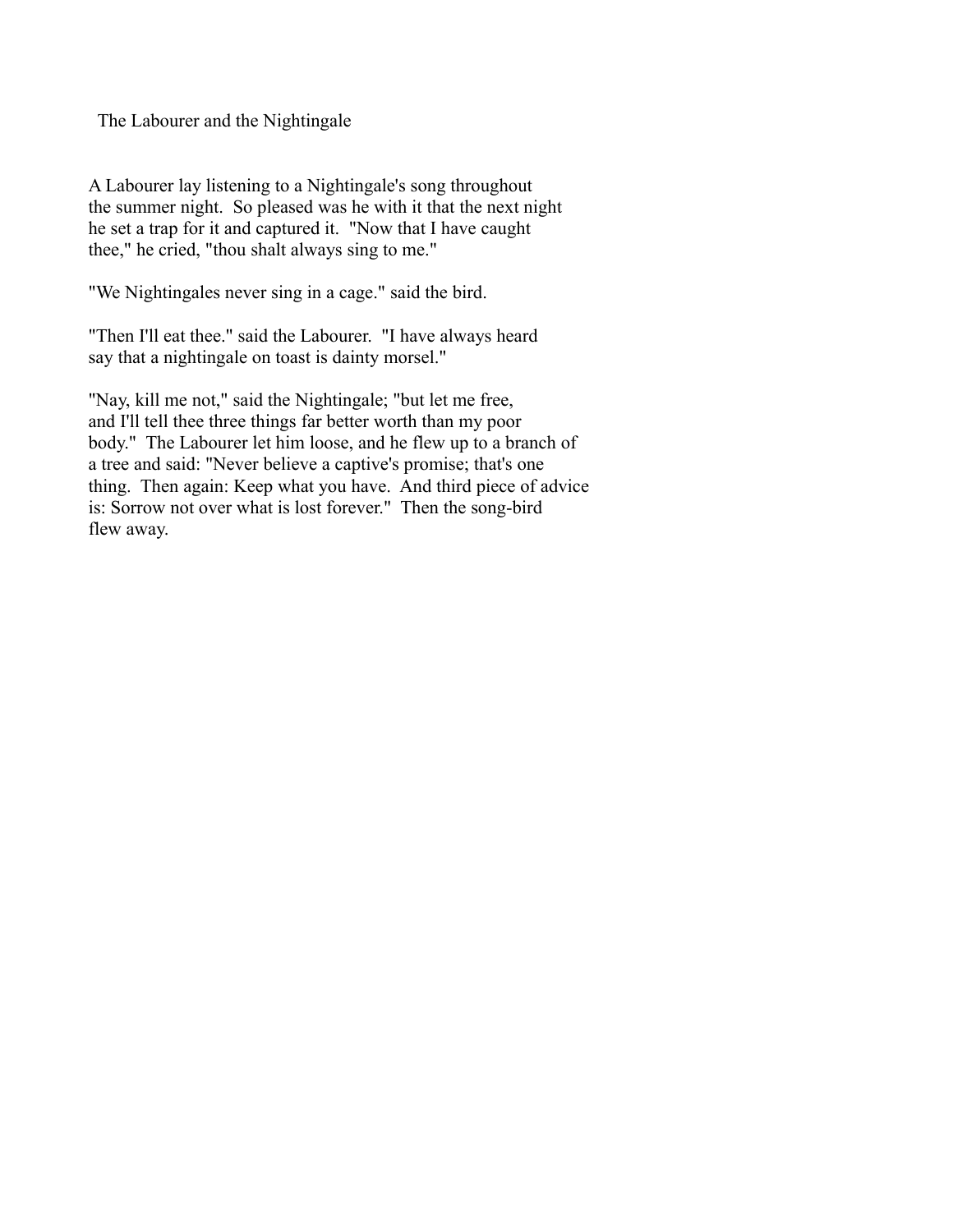## The Labourer and the Nightingale

A Labourer lay listening to a Nightingale's song throughout the summer night. So pleased was he with it that the next night he set a trap for it and captured it. "Now that I have caught thee," he cried, "thou shalt always sing to me."

"We Nightingales never sing in a cage." said the bird.

"Then I'll eat thee." said the Labourer. "I have always heard say that a nightingale on toast is dainty morsel."

"Nay, kill me not," said the Nightingale; "but let me free, and I'll tell thee three things far better worth than my poor body." The Labourer let him loose, and he flew up to a branch of a tree and said: "Never believe a captive's promise; that's one thing. Then again: Keep what you have. And third piece of advice is: Sorrow not over what is lost forever." Then the song-bird flew away.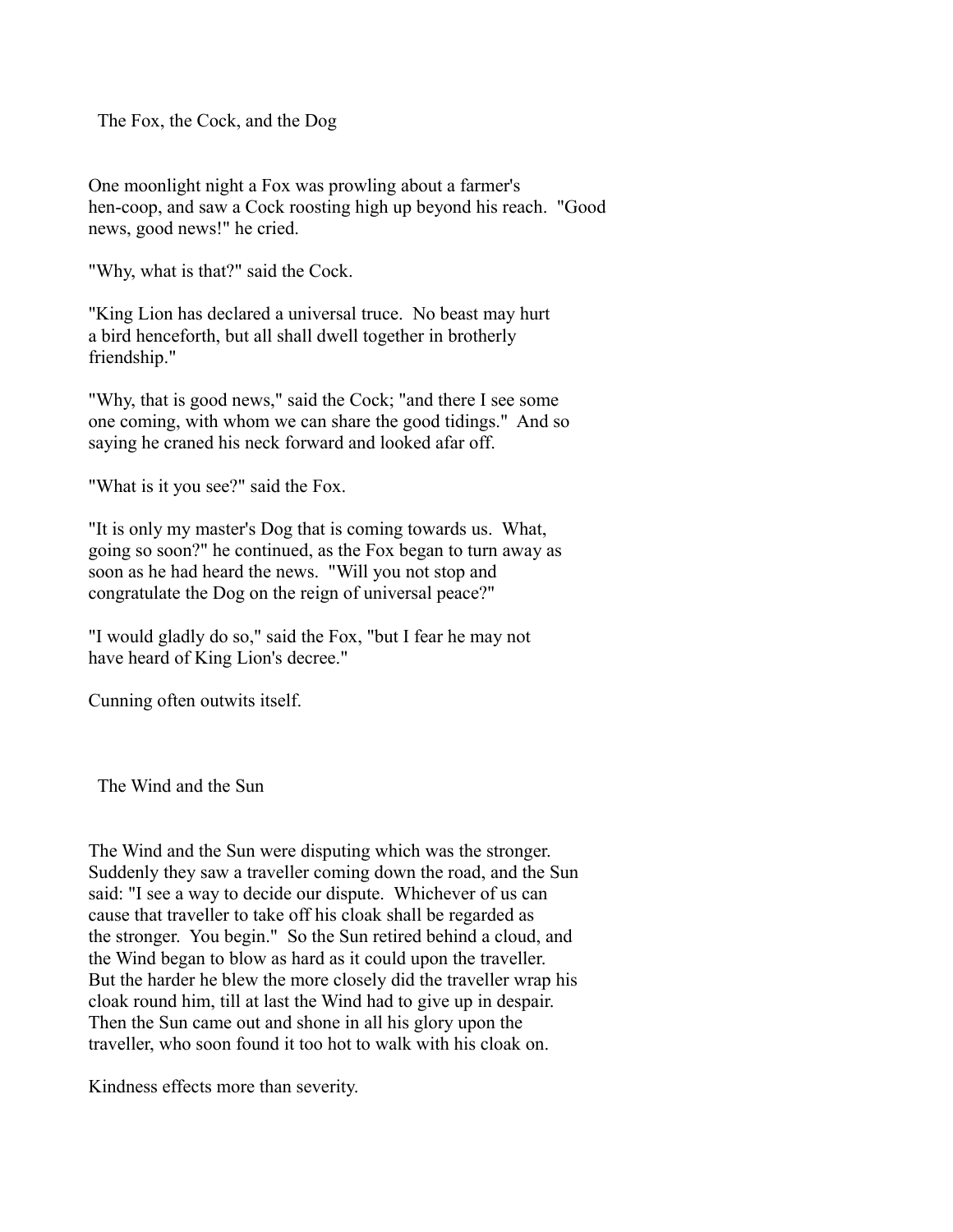## The Fox, the Cock, and the Dog

One moonlight night a Fox was prowling about a farmer's hen-coop, and saw a Cock roosting high up beyond his reach. "Good news, good news!" he cried.

"Why, what is that?" said the Cock.

"King Lion has declared a universal truce. No beast may hurt a bird henceforth, but all shall dwell together in brotherly friendship."

"Why, that is good news," said the Cock; "and there I see some one coming, with whom we can share the good tidings." And so saying he craned his neck forward and looked afar off.

"What is it you see?" said the Fox.

"It is only my master's Dog that is coming towards us. What, going so soon?" he continued, as the Fox began to turn away as soon as he had heard the news. "Will you not stop and congratulate the Dog on the reign of universal peace?"

"I would gladly do so," said the Fox, "but I fear he may not have heard of King Lion's decree."

Cunning often outwits itself.

## The Wind and the Sun

The Wind and the Sun were disputing which was the stronger. Suddenly they saw a traveller coming down the road, and the Sun said: "I see a way to decide our dispute. Whichever of us can cause that traveller to take off his cloak shall be regarded as the stronger. You begin." So the Sun retired behind a cloud, and the Wind began to blow as hard as it could upon the traveller. But the harder he blew the more closely did the traveller wrap his cloak round him, till at last the Wind had to give up in despair. Then the Sun came out and shone in all his glory upon the traveller, who soon found it too hot to walk with his cloak on.

Kindness effects more than severity.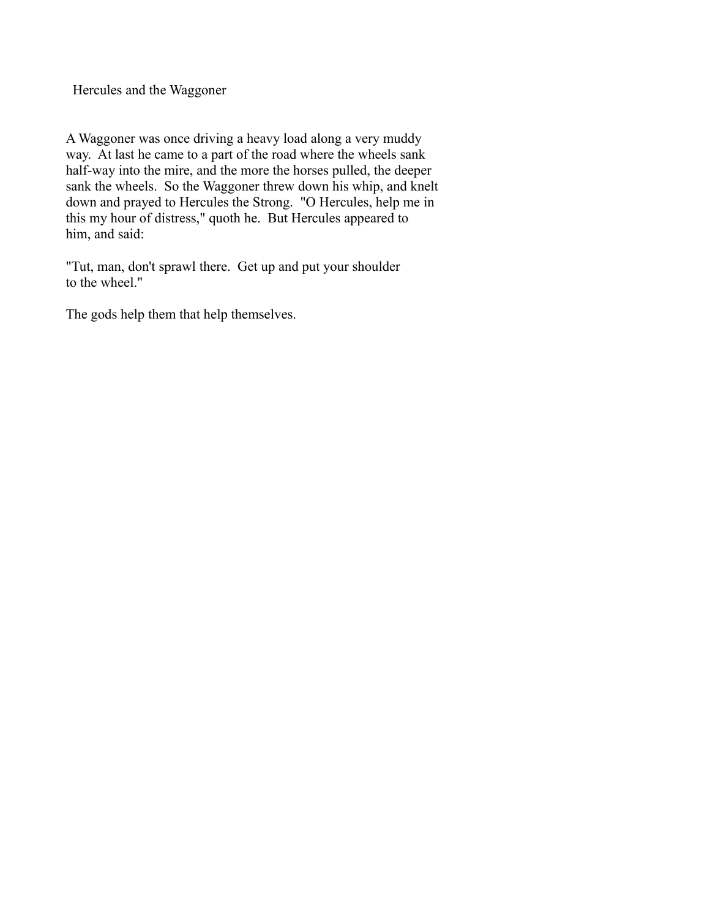# Hercules and the Waggoner

A Waggoner was once driving a heavy load along a very muddy way. At last he came to a part of the road where the wheels sank half-way into the mire, and the more the horses pulled, the deeper sank the wheels. So the Waggoner threw down his whip, and knelt down and prayed to Hercules the Strong. "O Hercules, help me in this my hour of distress," quoth he. But Hercules appeared to him, and said:

"Tut, man, don't sprawl there. Get up and put your shoulder to the wheel."

The gods help them that help themselves.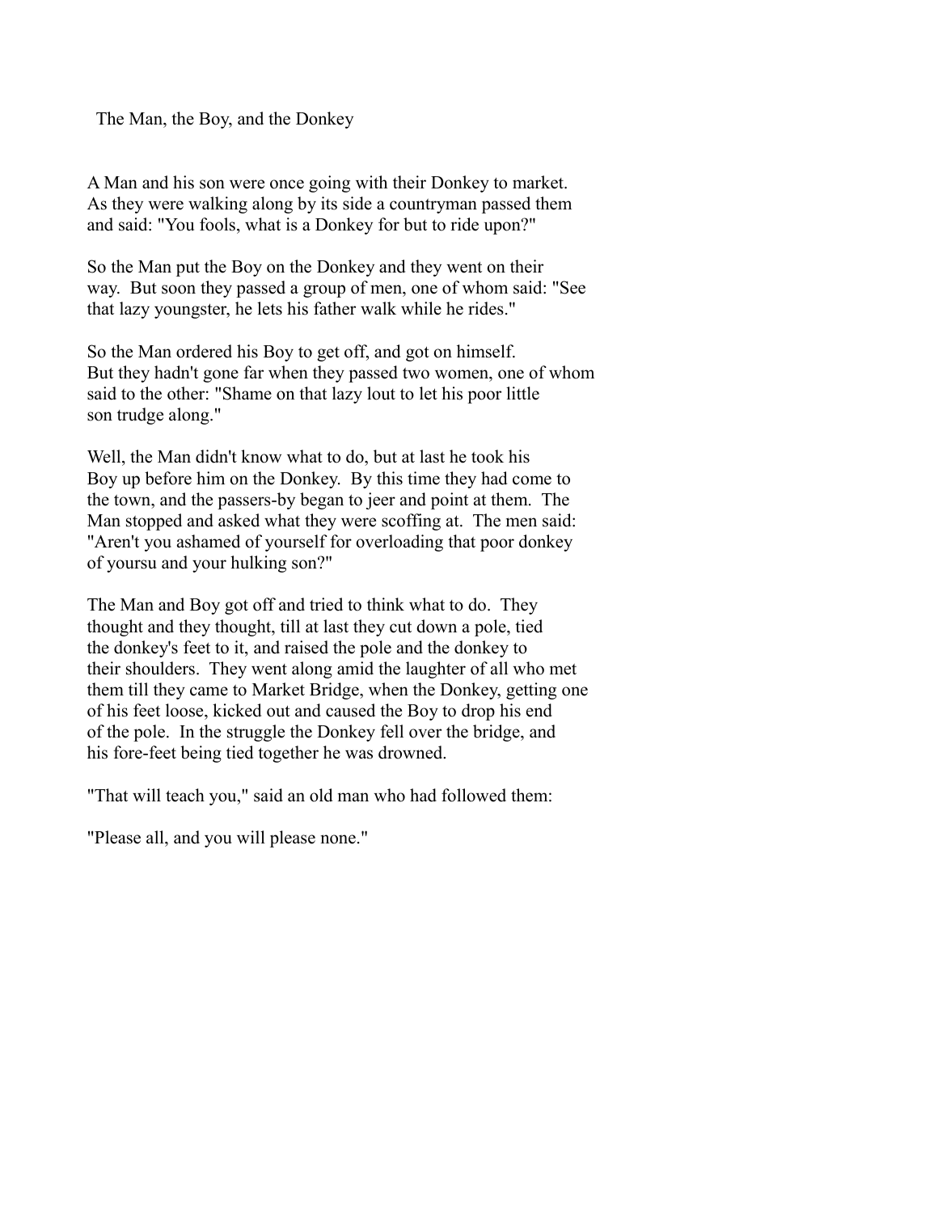# The Man, the Boy, and the Donkey

A Man and his son were once going with their Donkey to market. As they were walking along by its side a countryman passed them and said: "You fools, what is a Donkey for but to ride upon?"

So the Man put the Boy on the Donkey and they went on their way. But soon they passed a group of men, one of whom said: "See that lazy youngster, he lets his father walk while he rides."

So the Man ordered his Boy to get off, and got on himself. But they hadn't gone far when they passed two women, one of whom said to the other: "Shame on that lazy lout to let his poor little son trudge along."

Well, the Man didn't know what to do, but at last he took his Boy up before him on the Donkey. By this time they had come to the town, and the passers-by began to jeer and point at them. The Man stopped and asked what they were scoffing at. The men said: "Aren't you ashamed of yourself for overloading that poor donkey of yoursu and your hulking son?"

The Man and Boy got off and tried to think what to do. They thought and they thought, till at last they cut down a pole, tied the donkey's feet to it, and raised the pole and the donkey to their shoulders. They went along amid the laughter of all who met them till they came to Market Bridge, when the Donkey, getting one of his feet loose, kicked out and caused the Boy to drop his end of the pole. In the struggle the Donkey fell over the bridge, and his fore-feet being tied together he was drowned.

"That will teach you," said an old man who had followed them:

"Please all, and you will please none."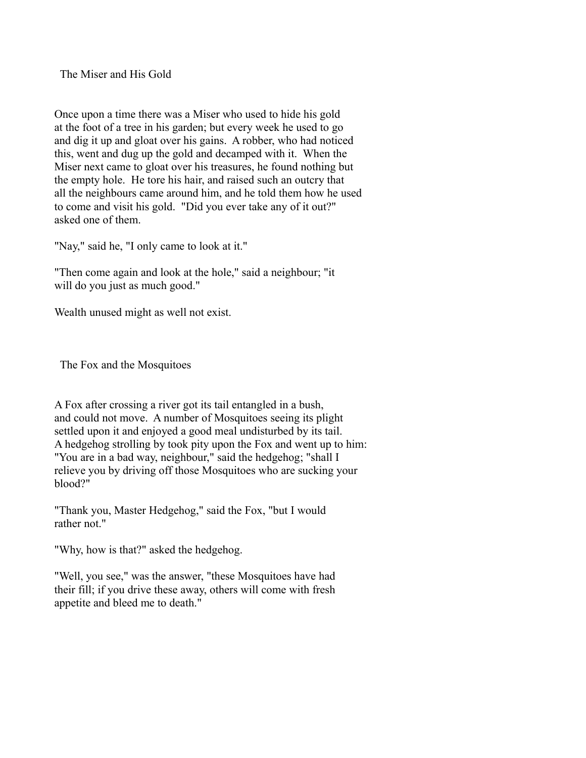## The Miser and His Gold

Once upon a time there was a Miser who used to hide his gold at the foot of a tree in his garden; but every week he used to go and dig it up and gloat over his gains. A robber, who had noticed this, went and dug up the gold and decamped with it. When the Miser next came to gloat over his treasures, he found nothing but the empty hole. He tore his hair, and raised such an outcry that all the neighbours came around him, and he told them how he used to come and visit his gold. "Did you ever take any of it out?" asked one of them.

"Nay," said he, "I only came to look at it."

"Then come again and look at the hole," said a neighbour; "it will do you just as much good."

Wealth unused might as well not exist.

## The Fox and the Mosquitoes

A Fox after crossing a river got its tail entangled in a bush, and could not move. A number of Mosquitoes seeing its plight settled upon it and enjoyed a good meal undisturbed by its tail. A hedgehog strolling by took pity upon the Fox and went up to him: "You are in a bad way, neighbour," said the hedgehog; "shall I relieve you by driving off those Mosquitoes who are sucking your blood?"

"Thank you, Master Hedgehog," said the Fox, "but I would rather not."

"Why, how is that?" asked the hedgehog.

"Well, you see," was the answer, "these Mosquitoes have had their fill; if you drive these away, others will come with fresh appetite and bleed me to death."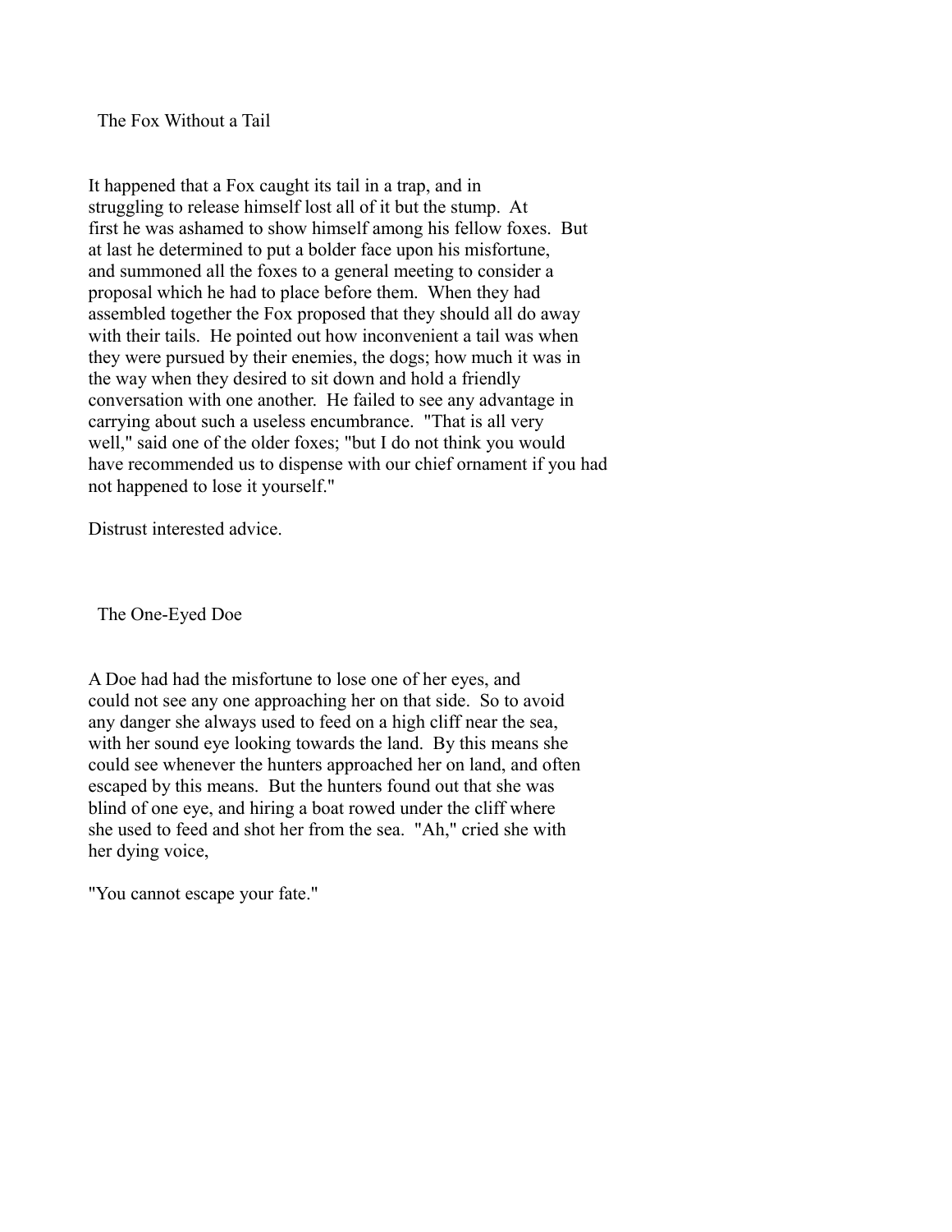## The Fox Without a Tail

It happened that a Fox caught its tail in a trap, and in struggling to release himself lost all of it but the stump. At first he was ashamed to show himself among his fellow foxes. But at last he determined to put a bolder face upon his misfortune, and summoned all the foxes to a general meeting to consider a proposal which he had to place before them. When they had assembled together the Fox proposed that they should all do away with their tails. He pointed out how inconvenient a tail was when they were pursued by their enemies, the dogs; how much it was in the way when they desired to sit down and hold a friendly conversation with one another. He failed to see any advantage in carrying about such a useless encumbrance. "That is all very well," said one of the older foxes; "but I do not think you would have recommended us to dispense with our chief ornament if you had not happened to lose it yourself."

Distrust interested advice.

## The One-Eyed Doe

A Doe had had the misfortune to lose one of her eyes, and could not see any one approaching her on that side. So to avoid any danger she always used to feed on a high cliff near the sea, with her sound eye looking towards the land. By this means she could see whenever the hunters approached her on land, and often escaped by this means. But the hunters found out that she was blind of one eye, and hiring a boat rowed under the cliff where she used to feed and shot her from the sea. "Ah," cried she with her dying voice,

"You cannot escape your fate."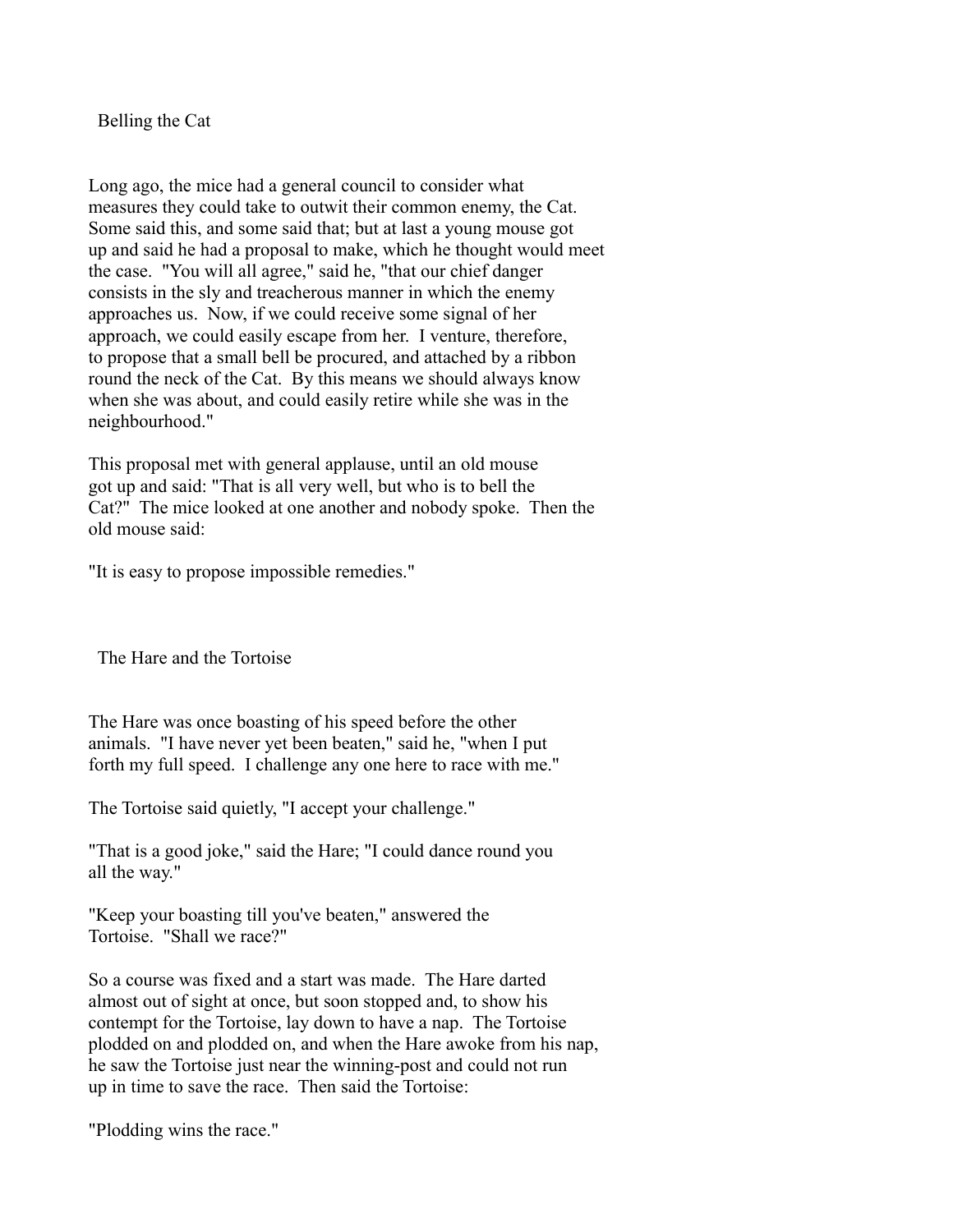## Belling the Cat

Long ago, the mice had a general council to consider what measures they could take to outwit their common enemy, the Cat. Some said this, and some said that; but at last a young mouse got up and said he had a proposal to make, which he thought would meet the case. "You will all agree," said he, "that our chief danger consists in the sly and treacherous manner in which the enemy approaches us. Now, if we could receive some signal of her approach, we could easily escape from her. I venture, therefore, to propose that a small bell be procured, and attached by a ribbon round the neck of the Cat. By this means we should always know when she was about, and could easily retire while she was in the neighbourhood."

This proposal met with general applause, until an old mouse got up and said: "That is all very well, but who is to bell the Cat?" The mice looked at one another and nobody spoke. Then the old mouse said:

"It is easy to propose impossible remedies."

## The Hare and the Tortoise

The Hare was once boasting of his speed before the other animals. "I have never yet been beaten," said he, "when I put forth my full speed. I challenge any one here to race with me."

The Tortoise said quietly, "I accept your challenge."

"That is a good joke," said the Hare; "I could dance round you all the way."

"Keep your boasting till you've beaten," answered the Tortoise. "Shall we race?"

So a course was fixed and a start was made. The Hare darted almost out of sight at once, but soon stopped and, to show his contempt for the Tortoise, lay down to have a nap. The Tortoise plodded on and plodded on, and when the Hare awoke from his nap, he saw the Tortoise just near the winning-post and could not run up in time to save the race. Then said the Tortoise:

"Plodding wins the race."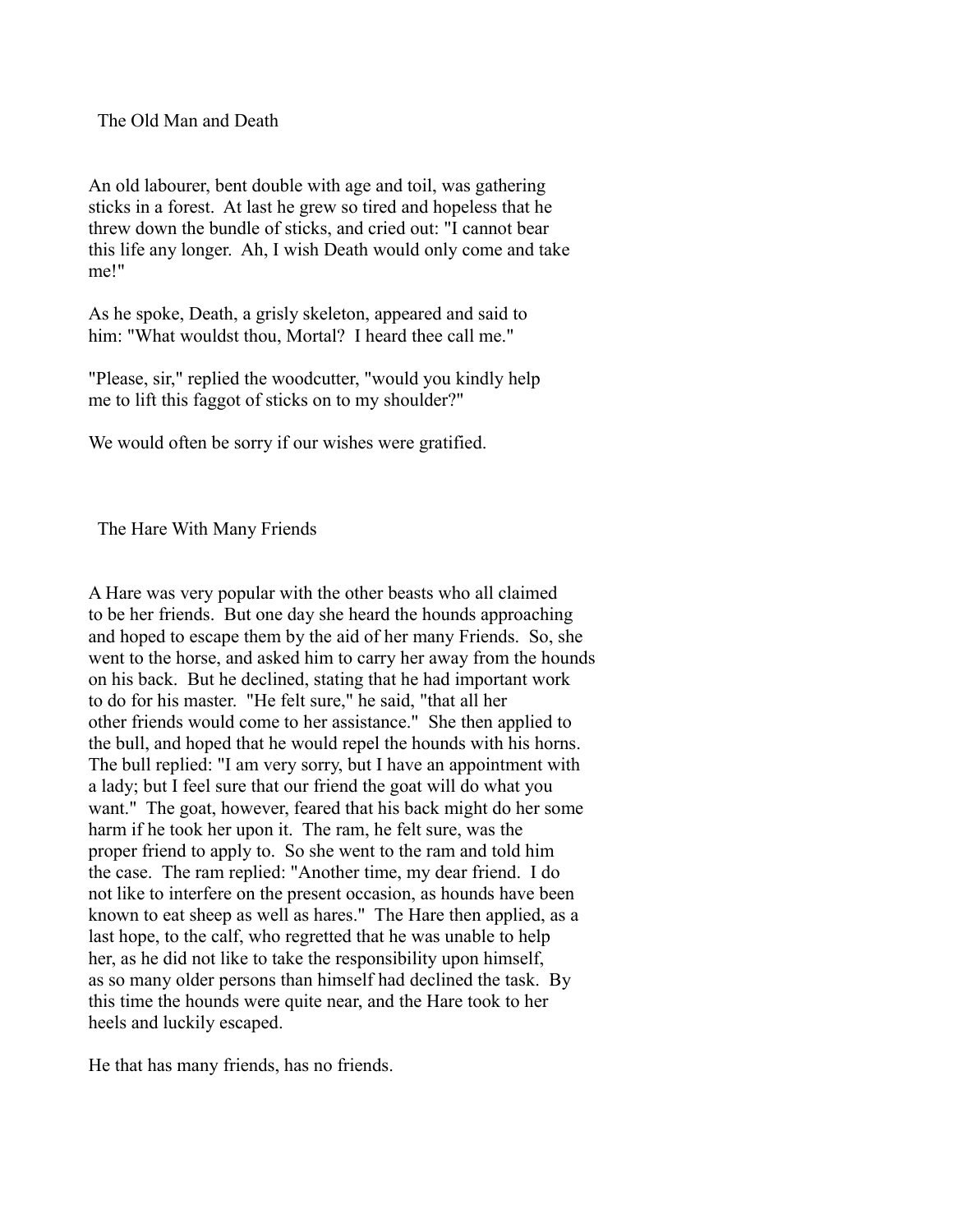## The Old Man and Death

An old labourer, bent double with age and toil, was gathering sticks in a forest. At last he grew so tired and hopeless that he threw down the bundle of sticks, and cried out: "I cannot bear this life any longer. Ah, I wish Death would only come and take me!"

As he spoke, Death, a grisly skeleton, appeared and said to him: "What wouldst thou, Mortal? I heard thee call me."

"Please, sir," replied the woodcutter, "would you kindly help me to lift this faggot of sticks on to my shoulder?"

We would often be sorry if our wishes were gratified.

## The Hare With Many Friends

A Hare was very popular with the other beasts who all claimed to be her friends. But one day she heard the hounds approaching and hoped to escape them by the aid of her many Friends. So, she went to the horse, and asked him to carry her away from the hounds on his back. But he declined, stating that he had important work to do for his master. "He felt sure," he said, "that all her other friends would come to her assistance." She then applied to the bull, and hoped that he would repel the hounds with his horns. The bull replied: "I am very sorry, but I have an appointment with a lady; but I feel sure that our friend the goat will do what you want." The goat, however, feared that his back might do her some harm if he took her upon it. The ram, he felt sure, was the proper friend to apply to. So she went to the ram and told him the case. The ram replied: "Another time, my dear friend. I do not like to interfere on the present occasion, as hounds have been known to eat sheep as well as hares." The Hare then applied, as a last hope, to the calf, who regretted that he was unable to help her, as he did not like to take the responsibility upon himself, as so many older persons than himself had declined the task. By this time the hounds were quite near, and the Hare took to her heels and luckily escaped.

He that has many friends, has no friends.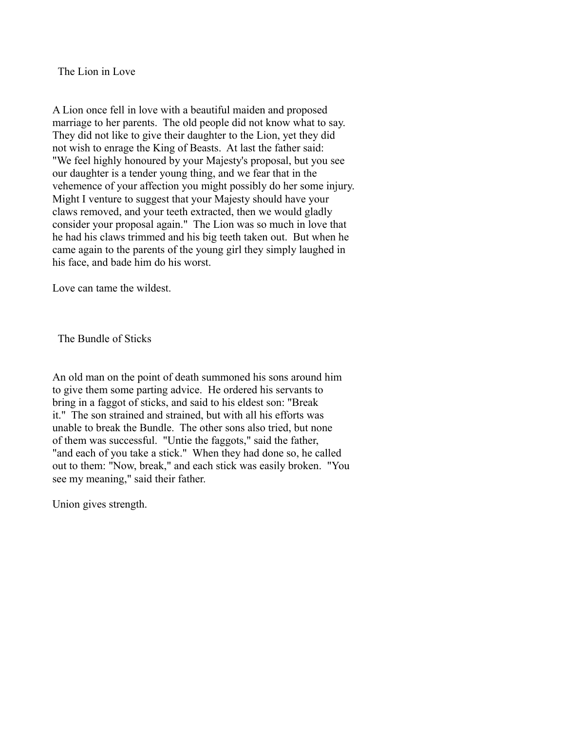## The Lion in Love

A Lion once fell in love with a beautiful maiden and proposed marriage to her parents. The old people did not know what to say. They did not like to give their daughter to the Lion, yet they did not wish to enrage the King of Beasts. At last the father said: "We feel highly honoured by your Majesty's proposal, but you see our daughter is a tender young thing, and we fear that in the vehemence of your affection you might possibly do her some injury. Might I venture to suggest that your Majesty should have your claws removed, and your teeth extracted, then we would gladly consider your proposal again." The Lion was so much in love that he had his claws trimmed and his big teeth taken out. But when he came again to the parents of the young girl they simply laughed in his face, and bade him do his worst.

Love can tame the wildest.

## The Bundle of Sticks

An old man on the point of death summoned his sons around him to give them some parting advice. He ordered his servants to bring in a faggot of sticks, and said to his eldest son: "Break it." The son strained and strained, but with all his efforts was unable to break the Bundle. The other sons also tried, but none of them was successful. "Untie the faggots," said the father, "and each of you take a stick." When they had done so, he called out to them: "Now, break," and each stick was easily broken. "You see my meaning," said their father.

Union gives strength.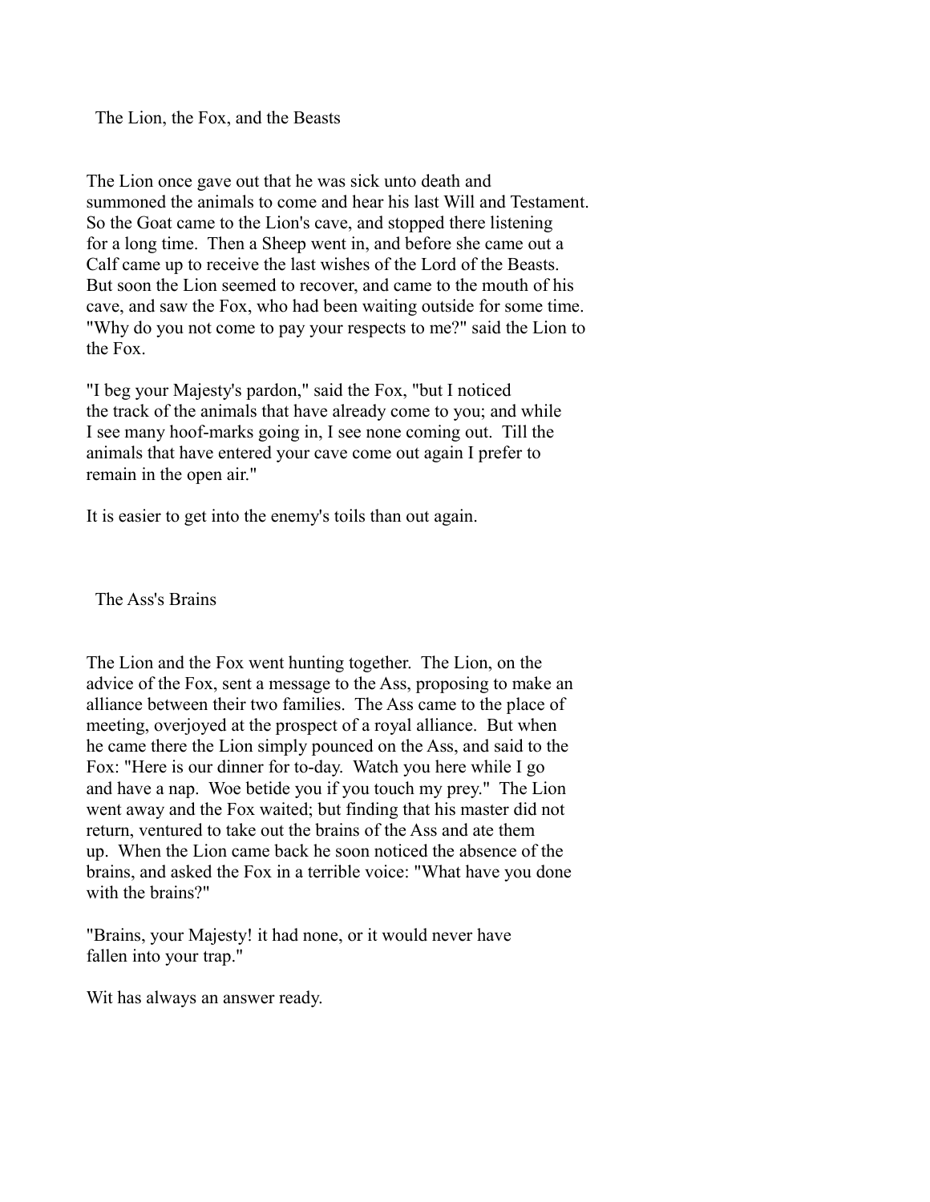## The Lion, the Fox, and the Beasts

The Lion once gave out that he was sick unto death and summoned the animals to come and hear his last Will and Testament. So the Goat came to the Lion's cave, and stopped there listening for a long time. Then a Sheep went in, and before she came out a Calf came up to receive the last wishes of the Lord of the Beasts. But soon the Lion seemed to recover, and came to the mouth of his cave, and saw the Fox, who had been waiting outside for some time. "Why do you not come to pay your respects to me?" said the Lion to the Fox.

"I beg your Majesty's pardon," said the Fox, "but I noticed the track of the animals that have already come to you; and while I see many hoof-marks going in, I see none coming out. Till the animals that have entered your cave come out again I prefer to remain in the open air."

It is easier to get into the enemy's toils than out again.

## The Ass's Brains

The Lion and the Fox went hunting together. The Lion, on the advice of the Fox, sent a message to the Ass, proposing to make an alliance between their two families. The Ass came to the place of meeting, overjoyed at the prospect of a royal alliance. But when he came there the Lion simply pounced on the Ass, and said to the Fox: "Here is our dinner for to-day. Watch you here while I go and have a nap. Woe betide you if you touch my prey." The Lion went away and the Fox waited; but finding that his master did not return, ventured to take out the brains of the Ass and ate them up. When the Lion came back he soon noticed the absence of the brains, and asked the Fox in a terrible voice: "What have you done with the brains?"

"Brains, your Majesty! it had none, or it would never have fallen into your trap."

Wit has always an answer ready.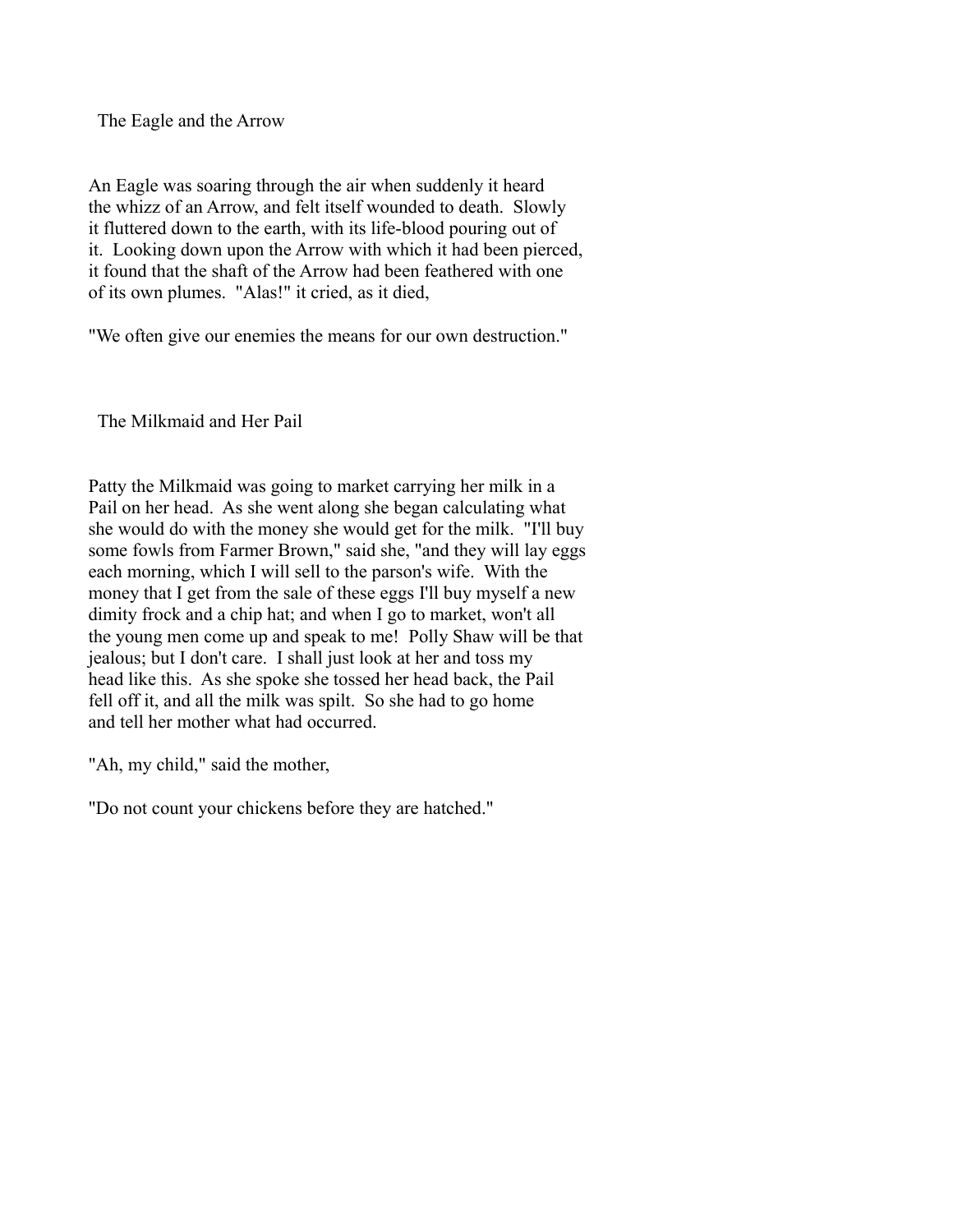## The Eagle and the Arrow

An Eagle was soaring through the air when suddenly it heard the whizz of an Arrow, and felt itself wounded to death. Slowly it fluttered down to the earth, with its life-blood pouring out of it. Looking down upon the Arrow with which it had been pierced, it found that the shaft of the Arrow had been feathered with one of its own plumes. "Alas!" it cried, as it died,

"We often give our enemies the means for our own destruction."

## The Milkmaid and Her Pail

Patty the Milkmaid was going to market carrying her milk in a Pail on her head. As she went along she began calculating what she would do with the money she would get for the milk. "I'll buy some fowls from Farmer Brown," said she, "and they will lay eggs each morning, which I will sell to the parson's wife. With the money that I get from the sale of these eggs I'll buy myself a new dimity frock and a chip hat; and when I go to market, won't all the young men come up and speak to me! Polly Shaw will be that jealous; but I don't care. I shall just look at her and toss my head like this. As she spoke she tossed her head back, the Pail fell off it, and all the milk was spilt. So she had to go home and tell her mother what had occurred.

"Ah, my child," said the mother,

"Do not count your chickens before they are hatched."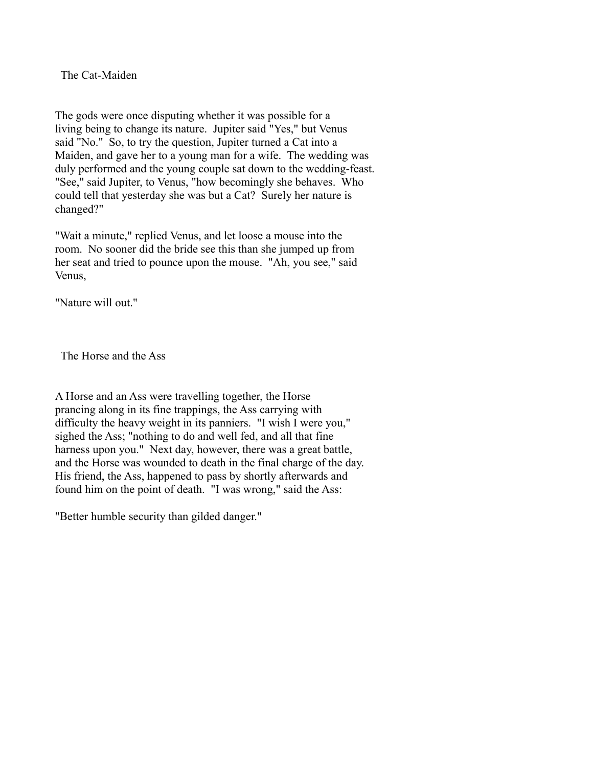## The Cat-Maiden

The gods were once disputing whether it was possible for a living being to change its nature. Jupiter said "Yes," but Venus said "No." So, to try the question, Jupiter turned a Cat into a Maiden, and gave her to a young man for a wife. The wedding was duly performed and the young couple sat down to the wedding-feast. "See," said Jupiter, to Venus, "how becomingly she behaves. Who could tell that yesterday she was but a Cat? Surely her nature is changed?"

"Wait a minute," replied Venus, and let loose a mouse into the room. No sooner did the bride see this than she jumped up from her seat and tried to pounce upon the mouse. "Ah, you see," said Venus,

"Nature will out."

## The Horse and the Ass

A Horse and an Ass were travelling together, the Horse prancing along in its fine trappings, the Ass carrying with difficulty the heavy weight in its panniers. "I wish I were you," sighed the Ass; "nothing to do and well fed, and all that fine harness upon you." Next day, however, there was a great battle, and the Horse was wounded to death in the final charge of the day. His friend, the Ass, happened to pass by shortly afterwards and found him on the point of death. "I was wrong," said the Ass:

"Better humble security than gilded danger."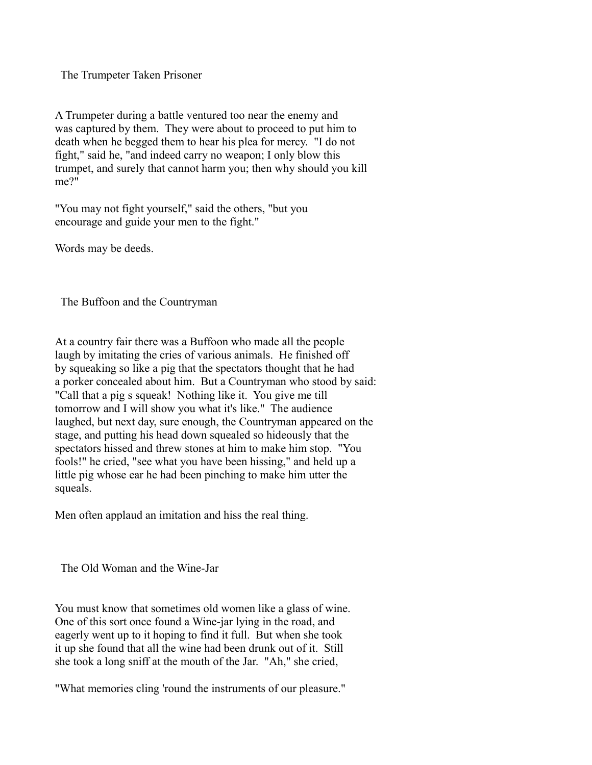## The Trumpeter Taken Prisoner

A Trumpeter during a battle ventured too near the enemy and was captured by them. They were about to proceed to put him to death when he begged them to hear his plea for mercy. "I do not fight," said he, "and indeed carry no weapon; I only blow this trumpet, and surely that cannot harm you; then why should you kill me?"

"You may not fight yourself," said the others, "but you encourage and guide your men to the fight."

Words may be deeds.

## The Buffoon and the Countryman

At a country fair there was a Buffoon who made all the people laugh by imitating the cries of various animals. He finished off by squeaking so like a pig that the spectators thought that he had a porker concealed about him. But a Countryman who stood by said: "Call that a pig s squeak! Nothing like it. You give me till tomorrow and I will show you what it's like." The audience laughed, but next day, sure enough, the Countryman appeared on the stage, and putting his head down squealed so hideously that the spectators hissed and threw stones at him to make him stop. "You fools!" he cried, "see what you have been hissing," and held up a little pig whose ear he had been pinching to make him utter the squeals.

Men often applaud an imitation and hiss the real thing.

## The Old Woman and the Wine-Jar

You must know that sometimes old women like a glass of wine. One of this sort once found a Wine-jar lying in the road, and eagerly went up to it hoping to find it full. But when she took it up she found that all the wine had been drunk out of it. Still she took a long sniff at the mouth of the Jar. "Ah," she cried,

"What memories cling 'round the instruments of our pleasure."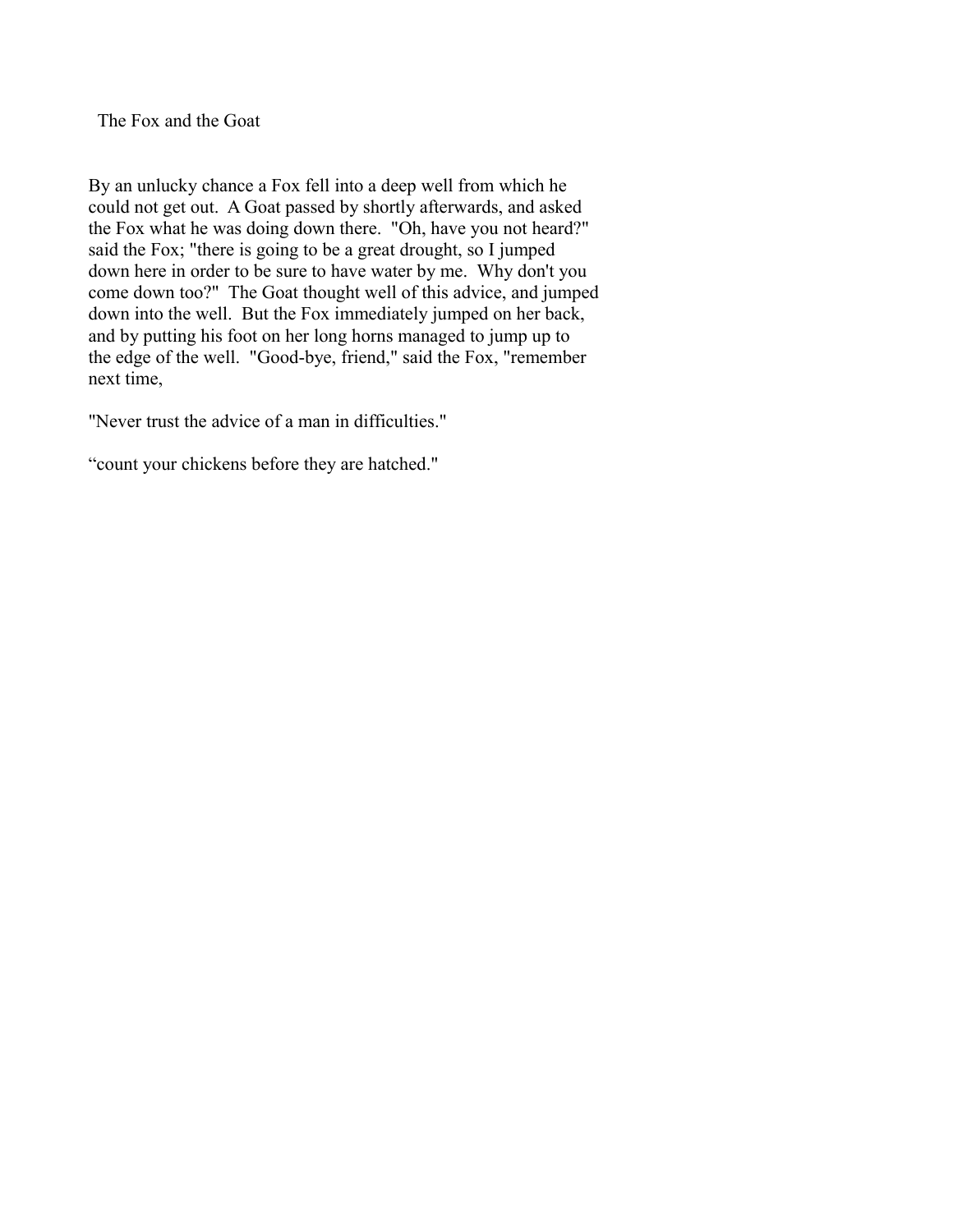# The Fox and the Goat

By an unlucky chance a Fox fell into a deep well from which he could not get out. A Goat passed by shortly afterwards, and asked the Fox what he was doing down there. "Oh, have you not heard?" said the Fox; "there is going to be a great drought, so I jumped down here in order to be sure to have water by me. Why don't you come down too?" The Goat thought well of this advice, and jumped down into the well. But the Fox immediately jumped on her back, and by putting his foot on her long horns managed to jump up to the edge of the well. "Good-bye, friend," said the Fox, "remember next time,

"Never trust the advice of a man in difficulties."

"count your chickens before they are hatched."